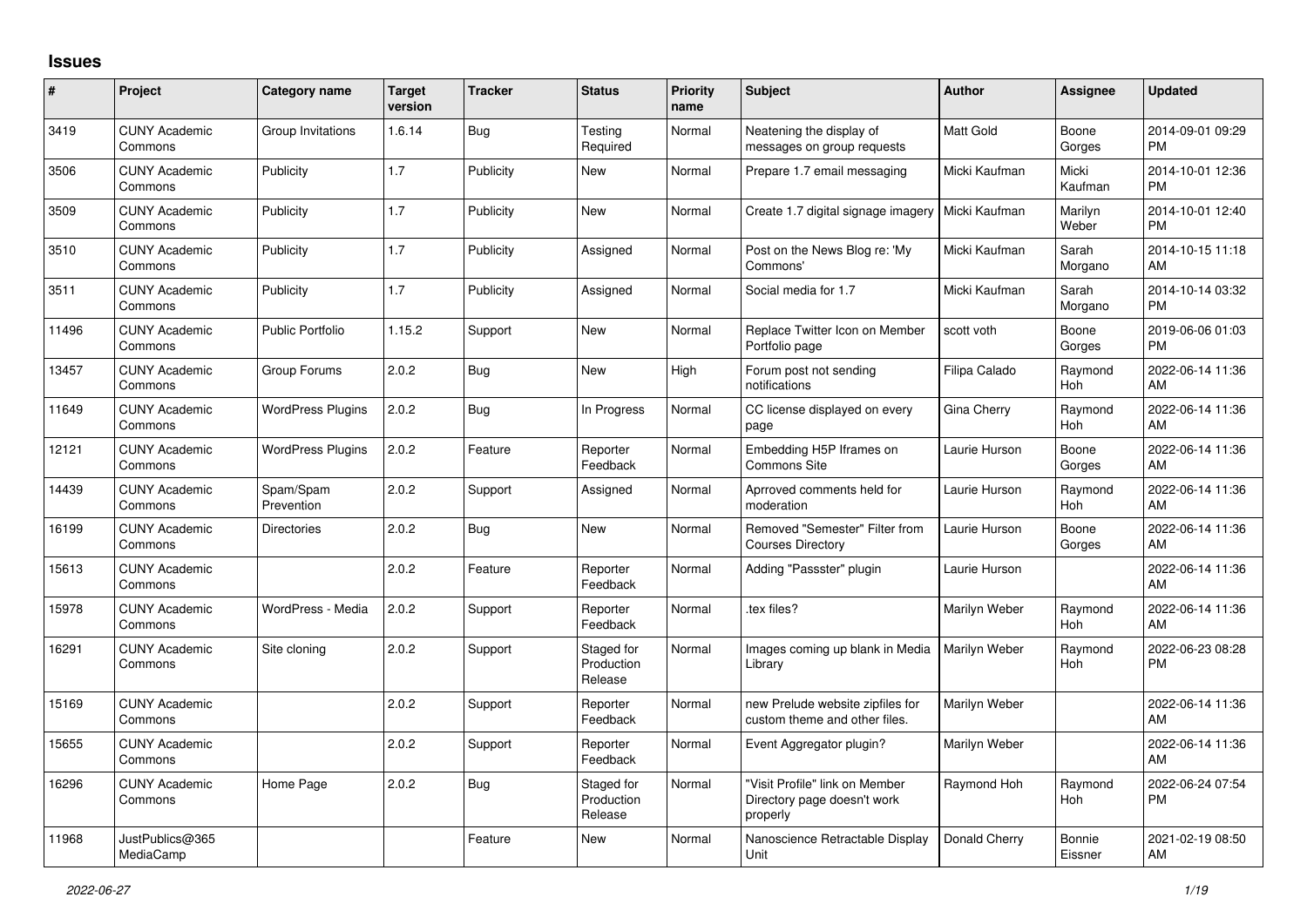## Issues

| # | Project | Category name | Target version | Tracker | Status | Priority name | Subject | Author | Assignee | Updated |
|---|---|---|---|---|---|---|---|---|---|---|
| 3419 | CUNY Academic Commons | Group Invitations | 1.6.14 | Bug | Testing Required | Normal | Neatening the display of messages on group requests | Matt Gold | Boone Gorges | 2014-09-01 09:29 PM |
| 3506 | CUNY Academic Commons | Publicity | 1.7 | Publicity | New | Normal | Prepare 1.7 email messaging | Micki Kaufman | Micki Kaufman | 2014-10-01 12:36 PM |
| 3509 | CUNY Academic Commons | Publicity | 1.7 | Publicity | New | Normal | Create 1.7 digital signage imagery | Micki Kaufman | Marilyn Weber | 2014-10-01 12:40 PM |
| 3510 | CUNY Academic Commons | Publicity | 1.7 | Publicity | Assigned | Normal | Post on the News Blog re: 'My Commons' | Micki Kaufman | Sarah Morgano | 2014-10-15 11:18 AM |
| 3511 | CUNY Academic Commons | Publicity | 1.7 | Publicity | Assigned | Normal | Social media for 1.7 | Micki Kaufman | Sarah Morgano | 2014-10-14 03:32 PM |
| 11496 | CUNY Academic Commons | Public Portfolio | 1.15.2 | Support | New | Normal | Replace Twitter Icon on Member Portfolio page | scott voth | Boone Gorges | 2019-06-06 01:03 PM |
| 13457 | CUNY Academic Commons | Group Forums | 2.0.2 | Bug | New | High | Forum post not sending notifications | Filipa Calado | Raymond Hoh | 2022-06-14 11:36 AM |
| 11649 | CUNY Academic Commons | WordPress Plugins | 2.0.2 | Bug | In Progress | Normal | CC license displayed on every page | Gina Cherry | Raymond Hoh | 2022-06-14 11:36 AM |
| 12121 | CUNY Academic Commons | WordPress Plugins | 2.0.2 | Feature | Reporter Feedback | Normal | Embedding H5P Iframes on Commons Site | Laurie Hurson | Boone Gorges | 2022-06-14 11:36 AM |
| 14439 | CUNY Academic Commons | Spam/Spam Prevention | 2.0.2 | Support | Assigned | Normal | Aprroved comments held for moderation | Laurie Hurson | Raymond Hoh | 2022-06-14 11:36 AM |
| 16199 | CUNY Academic Commons | Directories | 2.0.2 | Bug | New | Normal | Removed "Semester" Filter from Courses Directory | Laurie Hurson | Boone Gorges | 2022-06-14 11:36 AM |
| 15613 | CUNY Academic Commons | | 2.0.2 | Feature | Reporter Feedback | Normal | Adding "Passster" plugin | Laurie Hurson | | 2022-06-14 11:36 AM |
| 15978 | CUNY Academic Commons | WordPress - Media | 2.0.2 | Support | Reporter Feedback | Normal | .tex files? | Marilyn Weber | Raymond Hoh | 2022-06-14 11:36 AM |
| 16291 | CUNY Academic Commons | Site cloning | 2.0.2 | Support | Staged for Production Release | Normal | Images coming up blank in Media Library | Marilyn Weber | Raymond Hoh | 2022-06-23 08:28 PM |
| 15169 | CUNY Academic Commons | | 2.0.2 | Support | Reporter Feedback | Normal | new Prelude website zipfiles for custom theme and other files. | Marilyn Weber | | 2022-06-14 11:36 AM |
| 15655 | CUNY Academic Commons | | 2.0.2 | Support | Reporter Feedback | Normal | Event Aggregator plugin? | Marilyn Weber | | 2022-06-14 11:36 AM |
| 16296 | CUNY Academic Commons | Home Page | 2.0.2 | Bug | Staged for Production Release | Normal | "Visit Profile" link on Member Directory page doesn't work properly | Raymond Hoh | Raymond Hoh | 2022-06-24 07:54 PM |
| 11968 | JustPublics@365 MediaCamp | | | Feature | New | Normal | Nanoscience Retractable Display Unit | Donald Cherry | Bonnie Eissner | 2021-02-19 08:50 AM |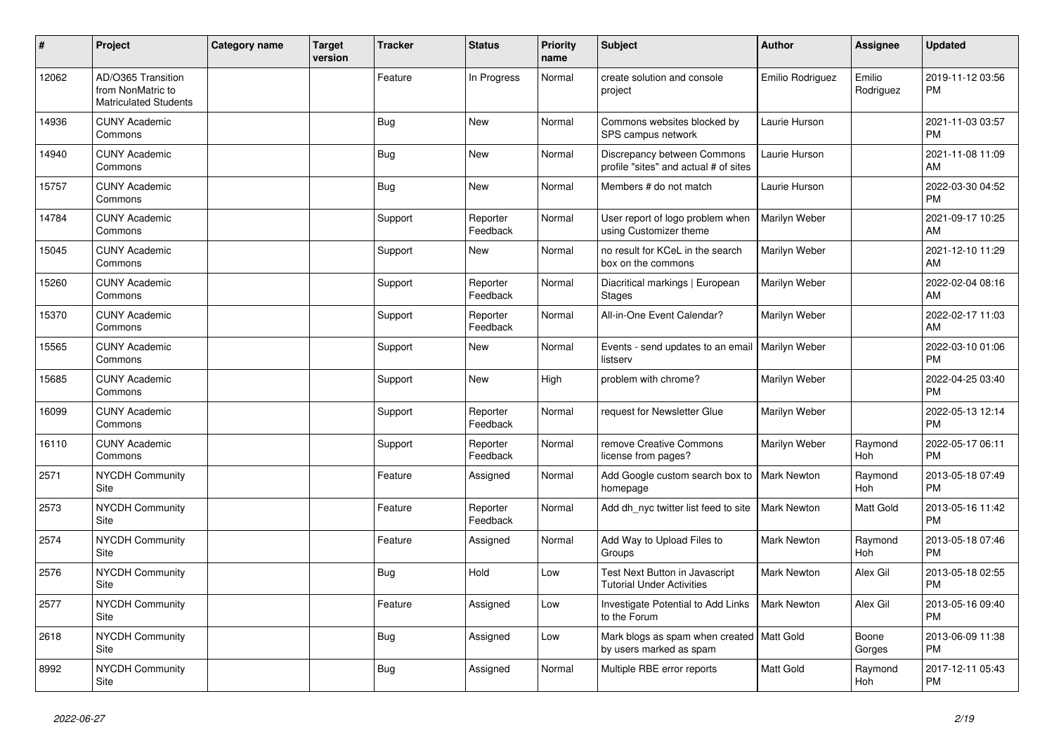| # | Project | Category name | Target version | Tracker | Status | Priority name | Subject | Author | Assignee | Updated |
|---|---|---|---|---|---|---|---|---|---|---|
| 12062 | AD/O365 Transition from NonMatric to Matriculated Students | | | Feature | In Progress | Normal | create solution and console project | Emilio Rodriguez | Emilio Rodriguez | 2019-11-12 03:56 PM |
| 14936 | CUNY Academic Commons | | | Bug | New | Normal | Commons websites blocked by SPS campus network | Laurie Hurson | | 2021-11-03 03:57 PM |
| 14940 | CUNY Academic Commons | | | Bug | New | Normal | Discrepancy between Commons profile "sites" and actual # of sites | Laurie Hurson | | 2021-11-08 11:09 AM |
| 15757 | CUNY Academic Commons | | | Bug | New | Normal | Members # do not match | Laurie Hurson | | 2022-03-30 04:52 PM |
| 14784 | CUNY Academic Commons | | | Support | Reporter Feedback | Normal | User report of logo problem when using Customizer theme | Marilyn Weber | | 2021-09-17 10:25 AM |
| 15045 | CUNY Academic Commons | | | Support | New | Normal | no result for KCeL in the search box on the commons | Marilyn Weber | | 2021-12-10 11:29 AM |
| 15260 | CUNY Academic Commons | | | Support | Reporter Feedback | Normal | Diacritical markings \| European Stages | Marilyn Weber | | 2022-02-04 08:16 AM |
| 15370 | CUNY Academic Commons | | | Support | Reporter Feedback | Normal | All-in-One Event Calendar? | Marilyn Weber | | 2022-02-17 11:03 AM |
| 15565 | CUNY Academic Commons | | | Support | New | Normal | Events - send updates to an email listserv | Marilyn Weber | | 2022-03-10 01:06 PM |
| 15685 | CUNY Academic Commons | | | Support | New | High | problem with chrome? | Marilyn Weber | | 2022-04-25 03:40 PM |
| 16099 | CUNY Academic Commons | | | Support | Reporter Feedback | Normal | request for Newsletter Glue | Marilyn Weber | | 2022-05-13 12:14 PM |
| 16110 | CUNY Academic Commons | | | Support | Reporter Feedback | Normal | remove Creative Commons license from pages? | Marilyn Weber | Raymond Hoh | 2022-05-17 06:11 PM |
| 2571 | NYCDH Community Site | | | Feature | Assigned | Normal | Add Google custom search box to homepage | Mark Newton | Raymond Hoh | 2013-05-18 07:49 PM |
| 2573 | NYCDH Community Site | | | Feature | Reporter Feedback | Normal | Add dh_nyc twitter list feed to site | Mark Newton | Matt Gold | 2013-05-16 11:42 PM |
| 2574 | NYCDH Community Site | | | Feature | Assigned | Normal | Add Way to Upload Files to Groups | Mark Newton | Raymond Hoh | 2013-05-18 07:46 PM |
| 2576 | NYCDH Community Site | | | Bug | Hold | Low | Test Next Button in Javascript Tutorial Under Activities | Mark Newton | Alex Gil | 2013-05-18 02:55 PM |
| 2577 | NYCDH Community Site | | | Feature | Assigned | Low | Investigate Potential to Add Links to the Forum | Mark Newton | Alex Gil | 2013-05-16 09:40 PM |
| 2618 | NYCDH Community Site | | | Bug | Assigned | Low | Mark blogs as spam when created by users marked as spam | Matt Gold | Boone Gorges | 2013-06-09 11:38 PM |
| 8992 | NYCDH Community Site | | | Bug | Assigned | Normal | Multiple RBE error reports | Matt Gold | Raymond Hoh | 2017-12-11 05:43 PM |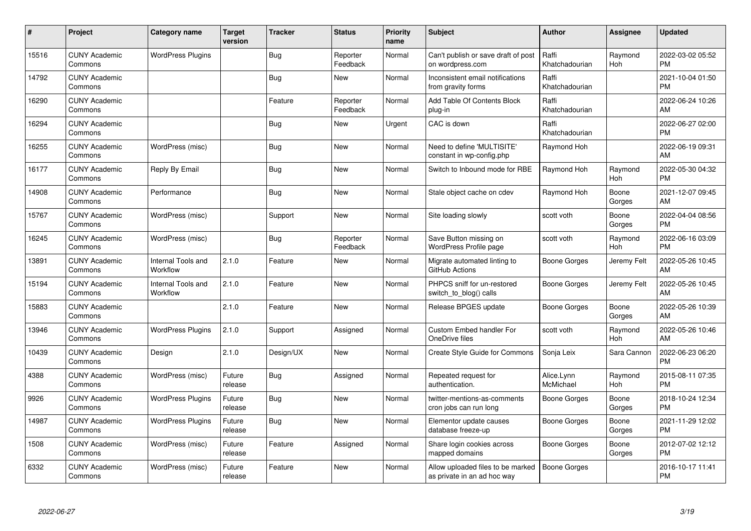| # | Project | Category name | Target version | Tracker | Status | Priority name | Subject | Author | Assignee | Updated |
|---|---|---|---|---|---|---|---|---|---|---|
| 15516 | CUNY Academic Commons | WordPress Plugins | | Bug | Reporter Feedback | Normal | Can't publish or save draft of post on wordpress.com | Raffi Khatchadourian | Raymond Hoh | 2022-03-02 05:52 PM |
| 14792 | CUNY Academic Commons | | | Bug | New | Normal | Inconsistent email notifications from gravity forms | Raffi Khatchadourian | | 2021-10-04 01:50 PM |
| 16290 | CUNY Academic Commons | | | Feature | Reporter Feedback | Normal | Add Table Of Contents Block plug-in | Raffi Khatchadourian | | 2022-06-24 10:26 AM |
| 16294 | CUNY Academic Commons | | | Bug | New | Urgent | CAC is down | Raffi Khatchadourian | | 2022-06-27 02:00 PM |
| 16255 | CUNY Academic Commons | WordPress (misc) | | Bug | New | Normal | Need to define 'MULTISITE' constant in wp-config.php | Raymond Hoh | | 2022-06-19 09:31 AM |
| 16177 | CUNY Academic Commons | Reply By Email | | Bug | New | Normal | Switch to Inbound mode for RBE | Raymond Hoh | Raymond Hoh | 2022-05-30 04:32 PM |
| 14908 | CUNY Academic Commons | Performance | | Bug | New | Normal | Stale object cache on cdev | Raymond Hoh | Boone Gorges | 2021-12-07 09:45 AM |
| 15767 | CUNY Academic Commons | WordPress (misc) | | Support | New | Normal | Site loading slowly | scott voth | Boone Gorges | 2022-04-04 08:56 PM |
| 16245 | CUNY Academic Commons | WordPress (misc) | | Bug | Reporter Feedback | Normal | Save Button missing on WordPress Profile page | scott voth | Raymond Hoh | 2022-06-16 03:09 PM |
| 13891 | CUNY Academic Commons | Internal Tools and Workflow | 2.1.0 | Feature | New | Normal | Migrate automated linting to GitHub Actions | Boone Gorges | Jeremy Felt | 2022-05-26 10:45 AM |
| 15194 | CUNY Academic Commons | Internal Tools and Workflow | 2.1.0 | Feature | New | Normal | PHPCS sniff for un-restored switch_to_blog() calls | Boone Gorges | Jeremy Felt | 2022-05-26 10:45 AM |
| 15883 | CUNY Academic Commons | | 2.1.0 | Feature | New | Normal | Release BPGES update | Boone Gorges | Boone Gorges | 2022-05-26 10:39 AM |
| 13946 | CUNY Academic Commons | WordPress Plugins | 2.1.0 | Support | Assigned | Normal | Custom Embed handler For OneDrive files | scott voth | Raymond Hoh | 2022-05-26 10:46 AM |
| 10439 | CUNY Academic Commons | Design | 2.1.0 | Design/UX | New | Normal | Create Style Guide for Commons | Sonja Leix | Sara Cannon | 2022-06-23 06:20 PM |
| 4388 | CUNY Academic Commons | WordPress (misc) | Future release | Bug | Assigned | Normal | Repeated request for authentication. | Alice.Lynn McMichael | Raymond Hoh | 2015-08-11 07:35 PM |
| 9926 | CUNY Academic Commons | WordPress Plugins | Future release | Bug | New | Normal | twitter-mentions-as-comments cron jobs can run long | Boone Gorges | Boone Gorges | 2018-10-24 12:34 PM |
| 14987 | CUNY Academic Commons | WordPress Plugins | Future release | Bug | New | Normal | Elementor update causes database freeze-up | Boone Gorges | Boone Gorges | 2021-11-29 12:02 PM |
| 1508 | CUNY Academic Commons | WordPress (misc) | Future release | Feature | Assigned | Normal | Share login cookies across mapped domains | Boone Gorges | Boone Gorges | 2012-07-02 12:12 PM |
| 6332 | CUNY Academic Commons | WordPress (misc) | Future release | Feature | New | Normal | Allow uploaded files to be marked as private in an ad hoc way | Boone Gorges | | 2016-10-17 11:41 PM |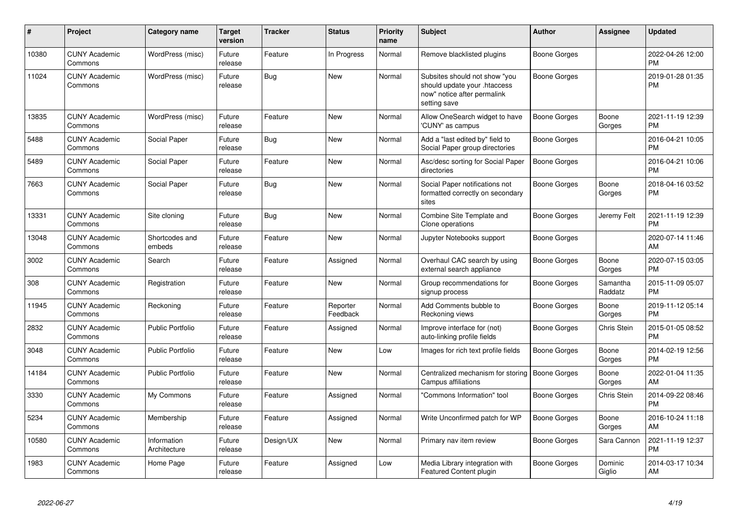| # | Project | Category name | Target version | Tracker | Status | Priority name | Subject | Author | Assignee | Updated |
|---|---|---|---|---|---|---|---|---|---|---|
| 10380 | CUNY Academic Commons | WordPress (misc) | Future release | Feature | In Progress | Normal | Remove blacklisted plugins | Boone Gorges | | 2022-04-26 12:00 PM |
| 11024 | CUNY Academic Commons | WordPress (misc) | Future release | Bug | New | Normal | Subsites should not show "you should update your .htaccess now" notice after permalink setting save | Boone Gorges | | 2019-01-28 01:35 PM |
| 13835 | CUNY Academic Commons | WordPress (misc) | Future release | Feature | New | Normal | Allow OneSearch widget to have 'CUNY' as campus | Boone Gorges | Boone Gorges | 2021-11-19 12:39 PM |
| 5488 | CUNY Academic Commons | Social Paper | Future release | Bug | New | Normal | Add a "last edited by" field to Social Paper group directories | Boone Gorges | | 2016-04-21 10:05 PM |
| 5489 | CUNY Academic Commons | Social Paper | Future release | Feature | New | Normal | Asc/desc sorting for Social Paper directories | Boone Gorges | | 2016-04-21 10:06 PM |
| 7663 | CUNY Academic Commons | Social Paper | Future release | Bug | New | Normal | Social Paper notifications not formatted correctly on secondary sites | Boone Gorges | Boone Gorges | 2018-04-16 03:52 PM |
| 13331 | CUNY Academic Commons | Site cloning | Future release | Bug | New | Normal | Combine Site Template and Clone operations | Boone Gorges | Jeremy Felt | 2021-11-19 12:39 PM |
| 13048 | CUNY Academic Commons | Shortcodes and embeds | Future release | Feature | New | Normal | Jupyter Notebooks support | Boone Gorges | | 2020-07-14 11:46 AM |
| 3002 | CUNY Academic Commons | Search | Future release | Feature | Assigned | Normal | Overhaul CAC search by using external search appliance | Boone Gorges | Boone Gorges | 2020-07-15 03:05 PM |
| 308 | CUNY Academic Commons | Registration | Future release | Feature | New | Normal | Group recommendations for signup process | Boone Gorges | Samantha Raddatz | 2015-11-09 05:07 PM |
| 11945 | CUNY Academic Commons | Reckoning | Future release | Feature | Reporter Feedback | Normal | Add Comments bubble to Reckoning views | Boone Gorges | Boone Gorges | 2019-11-12 05:14 PM |
| 2832 | CUNY Academic Commons | Public Portfolio | Future release | Feature | Assigned | Normal | Improve interface for (not) auto-linking profile fields | Boone Gorges | Chris Stein | 2015-01-05 08:52 PM |
| 3048 | CUNY Academic Commons | Public Portfolio | Future release | Feature | New | Low | Images for rich text profile fields | Boone Gorges | Boone Gorges | 2014-02-19 12:56 PM |
| 14184 | CUNY Academic Commons | Public Portfolio | Future release | Feature | New | Normal | Centralized mechanism for storing Campus affiliations | Boone Gorges | Boone Gorges | 2022-01-04 11:35 AM |
| 3330 | CUNY Academic Commons | My Commons | Future release | Feature | Assigned | Normal | "Commons Information" tool | Boone Gorges | Chris Stein | 2014-09-22 08:46 PM |
| 5234 | CUNY Academic Commons | Membership | Future release | Feature | Assigned | Normal | Write Unconfirmed patch for WP | Boone Gorges | Boone Gorges | 2016-10-24 11:18 AM |
| 10580 | CUNY Academic Commons | Information Architecture | Future release | Design/UX | New | Normal | Primary nav item review | Boone Gorges | Sara Cannon | 2021-11-19 12:37 PM |
| 1983 | CUNY Academic Commons | Home Page | Future release | Feature | Assigned | Low | Media Library integration with Featured Content plugin | Boone Gorges | Dominic Giglio | 2014-03-17 10:34 AM |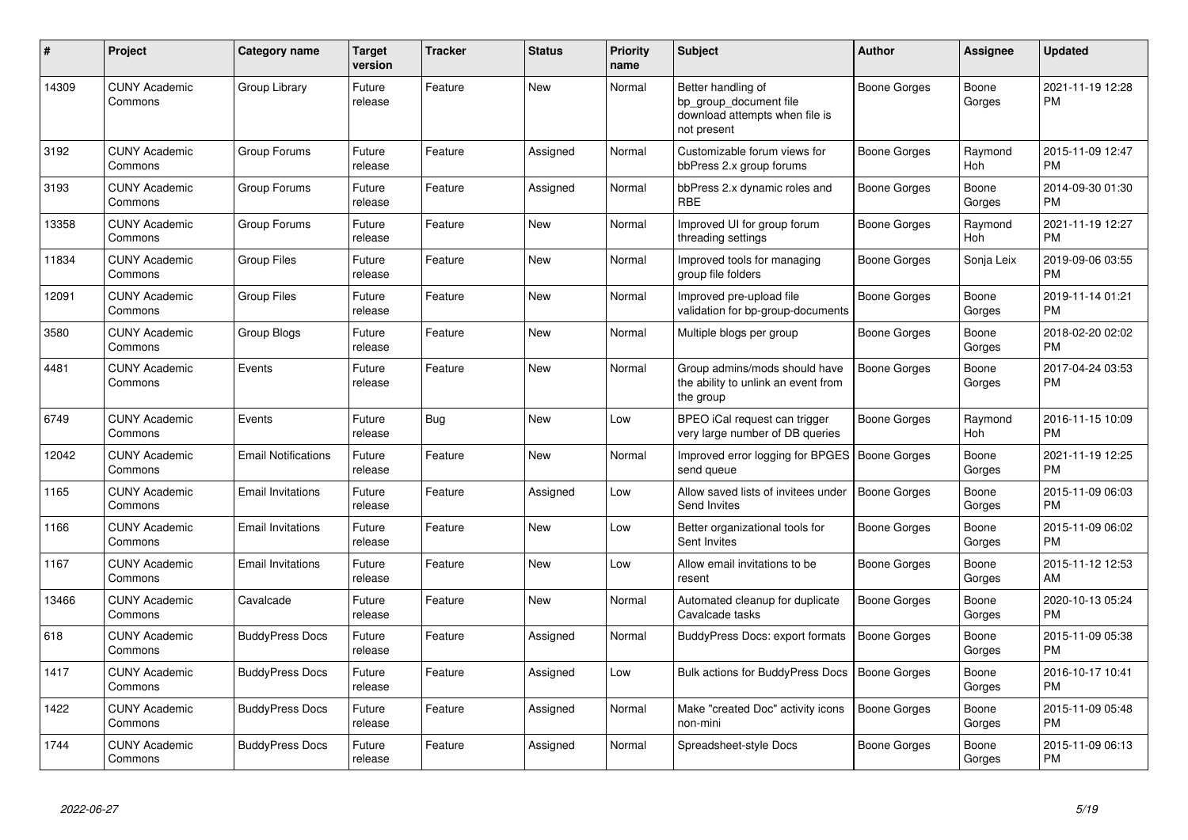| # | Project | Category name | Target version | Tracker | Status | Priority name | Subject | Author | Assignee | Updated |
|---|---|---|---|---|---|---|---|---|---|---|
| 14309 | CUNY Academic Commons | Group Library | Future release | Feature | New | Normal | Better handling of bp_group_document file download attempts when file is not present | Boone Gorges | Boone Gorges | 2021-11-19 12:28 PM |
| 3192 | CUNY Academic Commons | Group Forums | Future release | Feature | Assigned | Normal | Customizable forum views for bbPress 2.x group forums | Boone Gorges | Raymond Hoh | 2015-11-09 12:47 PM |
| 3193 | CUNY Academic Commons | Group Forums | Future release | Feature | Assigned | Normal | bbPress 2.x dynamic roles and RBE | Boone Gorges | Boone Gorges | 2014-09-30 01:30 PM |
| 13358 | CUNY Academic Commons | Group Forums | Future release | Feature | New | Normal | Improved UI for group forum threading settings | Boone Gorges | Raymond Hoh | 2021-11-19 12:27 PM |
| 11834 | CUNY Academic Commons | Group Files | Future release | Feature | New | Normal | Improved tools for managing group file folders | Boone Gorges | Sonja Leix | 2019-09-06 03:55 PM |
| 12091 | CUNY Academic Commons | Group Files | Future release | Feature | New | Normal | Improved pre-upload file validation for bp-group-documents | Boone Gorges | Boone Gorges | 2019-11-14 01:21 PM |
| 3580 | CUNY Academic Commons | Group Blogs | Future release | Feature | New | Normal | Multiple blogs per group | Boone Gorges | Boone Gorges | 2018-02-20 02:02 PM |
| 4481 | CUNY Academic Commons | Events | Future release | Feature | New | Normal | Group admins/mods should have the ability to unlink an event from the group | Boone Gorges | Boone Gorges | 2017-04-24 03:53 PM |
| 6749 | CUNY Academic Commons | Events | Future release | Bug | New | Low | BPEO iCal request can trigger very large number of DB queries | Boone Gorges | Raymond Hoh | 2016-11-15 10:09 PM |
| 12042 | CUNY Academic Commons | Email Notifications | Future release | Feature | New | Normal | Improved error logging for BPGES send queue | Boone Gorges | Boone Gorges | 2021-11-19 12:25 PM |
| 1165 | CUNY Academic Commons | Email Invitations | Future release | Feature | Assigned | Low | Allow saved lists of invitees under Send Invites | Boone Gorges | Boone Gorges | 2015-11-09 06:03 PM |
| 1166 | CUNY Academic Commons | Email Invitations | Future release | Feature | New | Low | Better organizational tools for Sent Invites | Boone Gorges | Boone Gorges | 2015-11-09 06:02 PM |
| 1167 | CUNY Academic Commons | Email Invitations | Future release | Feature | New | Low | Allow email invitations to be resent | Boone Gorges | Boone Gorges | 2015-11-12 12:53 AM |
| 13466 | CUNY Academic Commons | Cavalcade | Future release | Feature | New | Normal | Automated cleanup for duplicate Cavalcade tasks | Boone Gorges | Boone Gorges | 2020-10-13 05:24 PM |
| 618 | CUNY Academic Commons | BuddyPress Docs | Future release | Feature | Assigned | Normal | BuddyPress Docs: export formats | Boone Gorges | Boone Gorges | 2015-11-09 05:38 PM |
| 1417 | CUNY Academic Commons | BuddyPress Docs | Future release | Feature | Assigned | Low | Bulk actions for BuddyPress Docs | Boone Gorges | Boone Gorges | 2016-10-17 10:41 PM |
| 1422 | CUNY Academic Commons | BuddyPress Docs | Future release | Feature | Assigned | Normal | Make "created Doc" activity icons non-mini | Boone Gorges | Boone Gorges | 2015-11-09 05:48 PM |
| 1744 | CUNY Academic Commons | BuddyPress Docs | Future release | Feature | Assigned | Normal | Spreadsheet-style Docs | Boone Gorges | Boone Gorges | 2015-11-09 06:13 PM |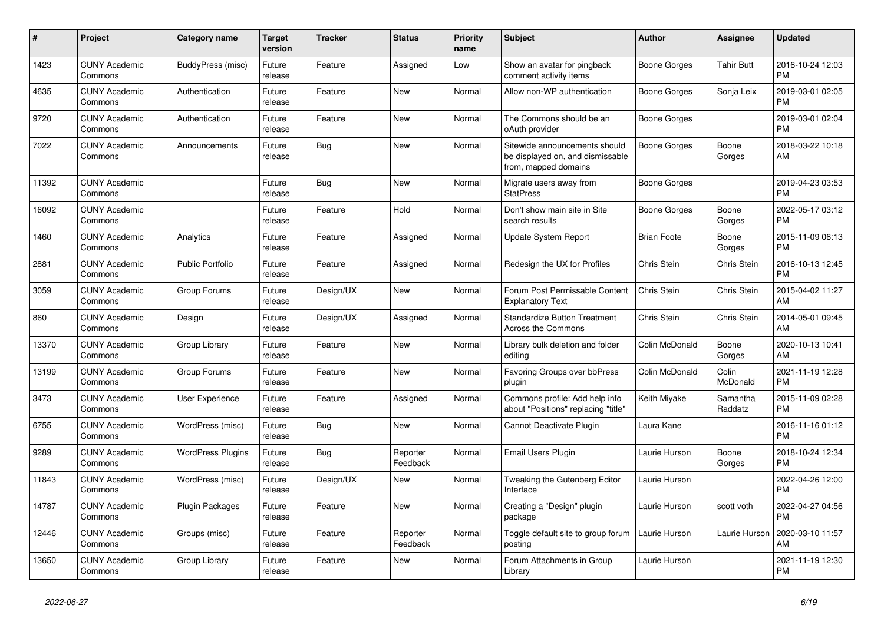| # | Project | Category name | Target version | Tracker | Status | Priority name | Subject | Author | Assignee | Updated |
|---|---|---|---|---|---|---|---|---|---|---|
| 1423 | CUNY Academic Commons | BuddyPress (misc) | Future release | Feature | Assigned | Low | Show an avatar for pingback comment activity items | Boone Gorges | Tahir Butt | 2016-10-24 12:03 PM |
| 4635 | CUNY Academic Commons | Authentication | Future release | Feature | New | Normal | Allow non-WP authentication | Boone Gorges | Sonja Leix | 2019-03-01 02:05 PM |
| 9720 | CUNY Academic Commons | Authentication | Future release | Feature | New | Normal | The Commons should be an oAuth provider | Boone Gorges | | 2019-03-01 02:04 PM |
| 7022 | CUNY Academic Commons | Announcements | Future release | Bug | New | Normal | Sitewide announcements should be displayed on, and dismissable from, mapped domains | Boone Gorges | Boone Gorges | 2018-03-22 10:18 AM |
| 11392 | CUNY Academic Commons | | Future release | Bug | New | Normal | Migrate users away from StatPress | Boone Gorges | | 2019-04-23 03:53 PM |
| 16092 | CUNY Academic Commons | | Future release | Feature | Hold | Normal | Don't show main site in Site search results | Boone Gorges | Boone Gorges | 2022-05-17 03:12 PM |
| 1460 | CUNY Academic Commons | Analytics | Future release | Feature | Assigned | Normal | Update System Report | Brian Foote | Boone Gorges | 2015-11-09 06:13 PM |
| 2881 | CUNY Academic Commons | Public Portfolio | Future release | Feature | Assigned | Normal | Redesign the UX for Profiles | Chris Stein | Chris Stein | 2016-10-13 12:45 PM |
| 3059 | CUNY Academic Commons | Group Forums | Future release | Design/UX | New | Normal | Forum Post Permissable Content Explanatory Text | Chris Stein | Chris Stein | 2015-04-02 11:27 AM |
| 860 | CUNY Academic Commons | Design | Future release | Design/UX | Assigned | Normal | Standardize Button Treatment Across the Commons | Chris Stein | Chris Stein | 2014-05-01 09:45 AM |
| 13370 | CUNY Academic Commons | Group Library | Future release | Feature | New | Normal | Library bulk deletion and folder editing | Colin McDonald | Boone Gorges | 2020-10-13 10:41 AM |
| 13199 | CUNY Academic Commons | Group Forums | Future release | Feature | New | Normal | Favoring Groups over bbPress plugin | Colin McDonald | Colin McDonald | 2021-11-19 12:28 PM |
| 3473 | CUNY Academic Commons | User Experience | Future release | Feature | Assigned | Normal | Commons profile: Add help info about "Positions" replacing "title" | Keith Miyake | Samantha Raddatz | 2015-11-09 02:28 PM |
| 6755 | CUNY Academic Commons | WordPress (misc) | Future release | Bug | New | Normal | Cannot Deactivate Plugin | Laura Kane | | 2016-11-16 01:12 PM |
| 9289 | CUNY Academic Commons | WordPress Plugins | Future release | Bug | Reporter Feedback | Normal | Email Users Plugin | Laurie Hurson | Boone Gorges | 2018-10-24 12:34 PM |
| 11843 | CUNY Academic Commons | WordPress (misc) | Future release | Design/UX | New | Normal | Tweaking the Gutenberg Editor Interface | Laurie Hurson | | 2022-04-26 12:00 PM |
| 14787 | CUNY Academic Commons | Plugin Packages | Future release | Feature | New | Normal | Creating a "Design" plugin package | Laurie Hurson | scott voth | 2022-04-27 04:56 PM |
| 12446 | CUNY Academic Commons | Groups (misc) | Future release | Feature | Reporter Feedback | Normal | Toggle default site to group forum posting | Laurie Hurson | Laurie Hurson | 2020-03-10 11:57 AM |
| 13650 | CUNY Academic Commons | Group Library | Future release | Feature | New | Normal | Forum Attachments in Group Library | Laurie Hurson | | 2021-11-19 12:30 PM |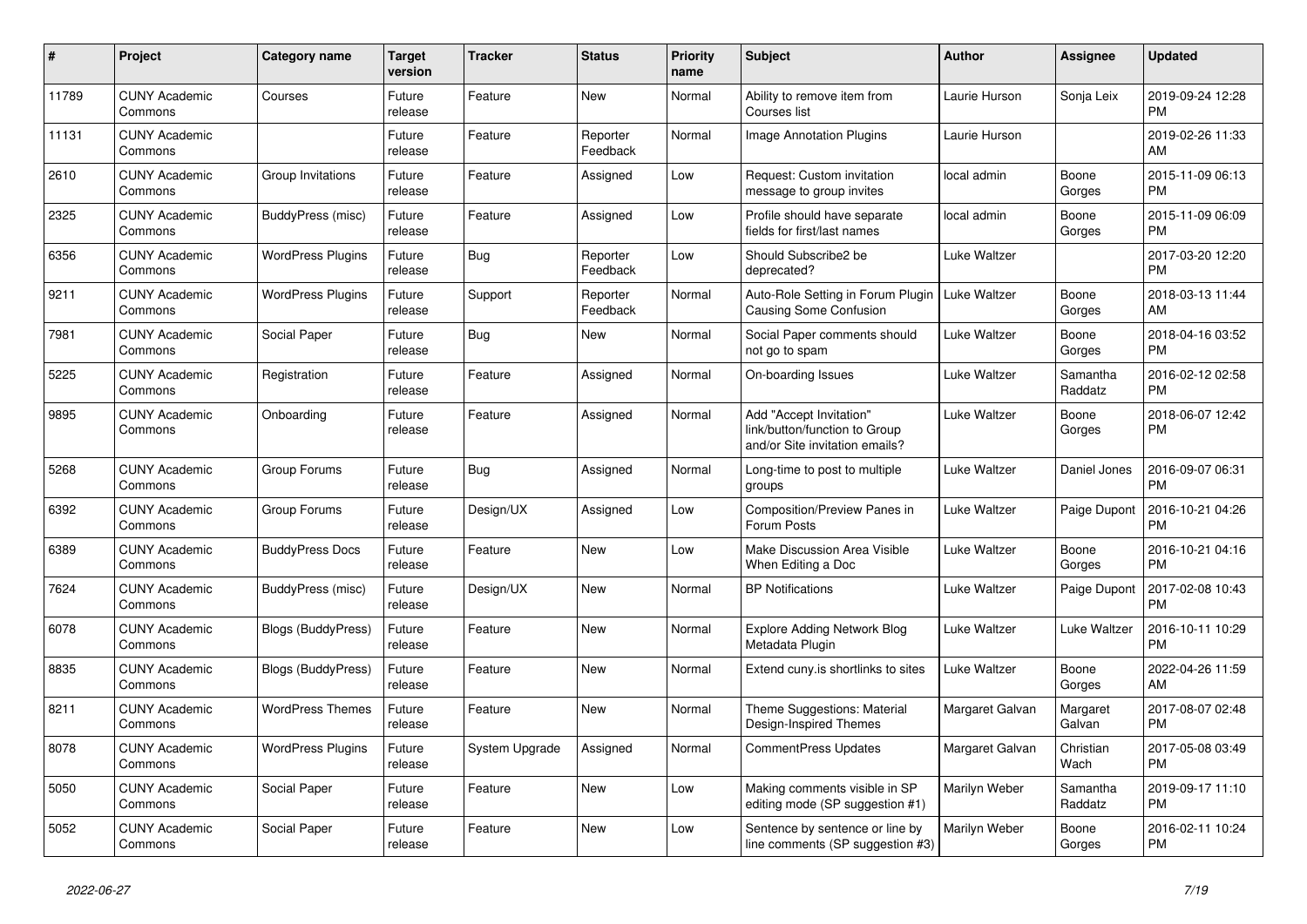| # | Project | Category name | Target version | Tracker | Status | Priority name | Subject | Author | Assignee | Updated |
|---|---|---|---|---|---|---|---|---|---|---|
| 11789 | CUNY Academic Commons | Courses | Future release | Feature | New | Normal | Ability to remove item from Courses list | Laurie Hurson | Sonja Leix | 2019-09-24 12:28 PM |
| 11131 | CUNY Academic Commons | | Future release | Feature | Reporter Feedback | Normal | Image Annotation Plugins | Laurie Hurson | | 2019-02-26 11:33 AM |
| 2610 | CUNY Academic Commons | Group Invitations | Future release | Feature | Assigned | Low | Request: Custom invitation message to group invites | local admin | Boone Gorges | 2015-11-09 06:13 PM |
| 2325 | CUNY Academic Commons | BuddyPress (misc) | Future release | Feature | Assigned | Low | Profile should have separate fields for first/last names | local admin | Boone Gorges | 2015-11-09 06:09 PM |
| 6356 | CUNY Academic Commons | WordPress Plugins | Future release | Bug | Reporter Feedback | Low | Should Subscribe2 be deprecated? | Luke Waltzer | | 2017-03-20 12:20 PM |
| 9211 | CUNY Academic Commons | WordPress Plugins | Future release | Support | Reporter Feedback | Normal | Auto-Role Setting in Forum Plugin Causing Some Confusion | Luke Waltzer | Boone Gorges | 2018-03-13 11:44 AM |
| 7981 | CUNY Academic Commons | Social Paper | Future release | Bug | New | Normal | Social Paper comments should not go to spam | Luke Waltzer | Boone Gorges | 2018-04-16 03:52 PM |
| 5225 | CUNY Academic Commons | Registration | Future release | Feature | Assigned | Normal | On-boarding Issues | Luke Waltzer | Samantha Raddatz | 2016-02-12 02:58 PM |
| 9895 | CUNY Academic Commons | Onboarding | Future release | Feature | Assigned | Normal | Add "Accept Invitation" link/button/function to Group and/or Site invitation emails? | Luke Waltzer | Boone Gorges | 2018-06-07 12:42 PM |
| 5268 | CUNY Academic Commons | Group Forums | Future release | Bug | Assigned | Normal | Long-time to post to multiple groups | Luke Waltzer | Daniel Jones | 2016-09-07 06:31 PM |
| 6392 | CUNY Academic Commons | Group Forums | Future release | Design/UX | Assigned | Low | Composition/Preview Panes in Forum Posts | Luke Waltzer | Paige Dupont | 2016-10-21 04:26 PM |
| 6389 | CUNY Academic Commons | BuddyPress Docs | Future release | Feature | New | Low | Make Discussion Area Visible When Editing a Doc | Luke Waltzer | Boone Gorges | 2016-10-21 04:16 PM |
| 7624 | CUNY Academic Commons | BuddyPress (misc) | Future release | Design/UX | New | Normal | BP Notifications | Luke Waltzer | Paige Dupont | 2017-02-08 10:43 PM |
| 6078 | CUNY Academic Commons | Blogs (BuddyPress) | Future release | Feature | New | Normal | Explore Adding Network Blog Metadata Plugin | Luke Waltzer | Luke Waltzer | 2016-10-11 10:29 PM |
| 8835 | CUNY Academic Commons | Blogs (BuddyPress) | Future release | Feature | New | Normal | Extend cuny.is shortlinks to sites | Luke Waltzer | Boone Gorges | 2022-04-26 11:59 AM |
| 8211 | CUNY Academic Commons | WordPress Themes | Future release | Feature | New | Normal | Theme Suggestions: Material Design-Inspired Themes | Margaret Galvan | Margaret Galvan | 2017-08-07 02:48 PM |
| 8078 | CUNY Academic Commons | WordPress Plugins | Future release | System Upgrade | Assigned | Normal | CommentPress Updates | Margaret Galvan | Christian Wach | 2017-05-08 03:49 PM |
| 5050 | CUNY Academic Commons | Social Paper | Future release | Feature | New | Low | Making comments visible in SP editing mode (SP suggestion #1) | Marilyn Weber | Samantha Raddatz | 2019-09-17 11:10 PM |
| 5052 | CUNY Academic Commons | Social Paper | Future release | Feature | New | Low | Sentence by sentence or line by line comments (SP suggestion #3) | Marilyn Weber | Boone Gorges | 2016-02-11 10:24 PM |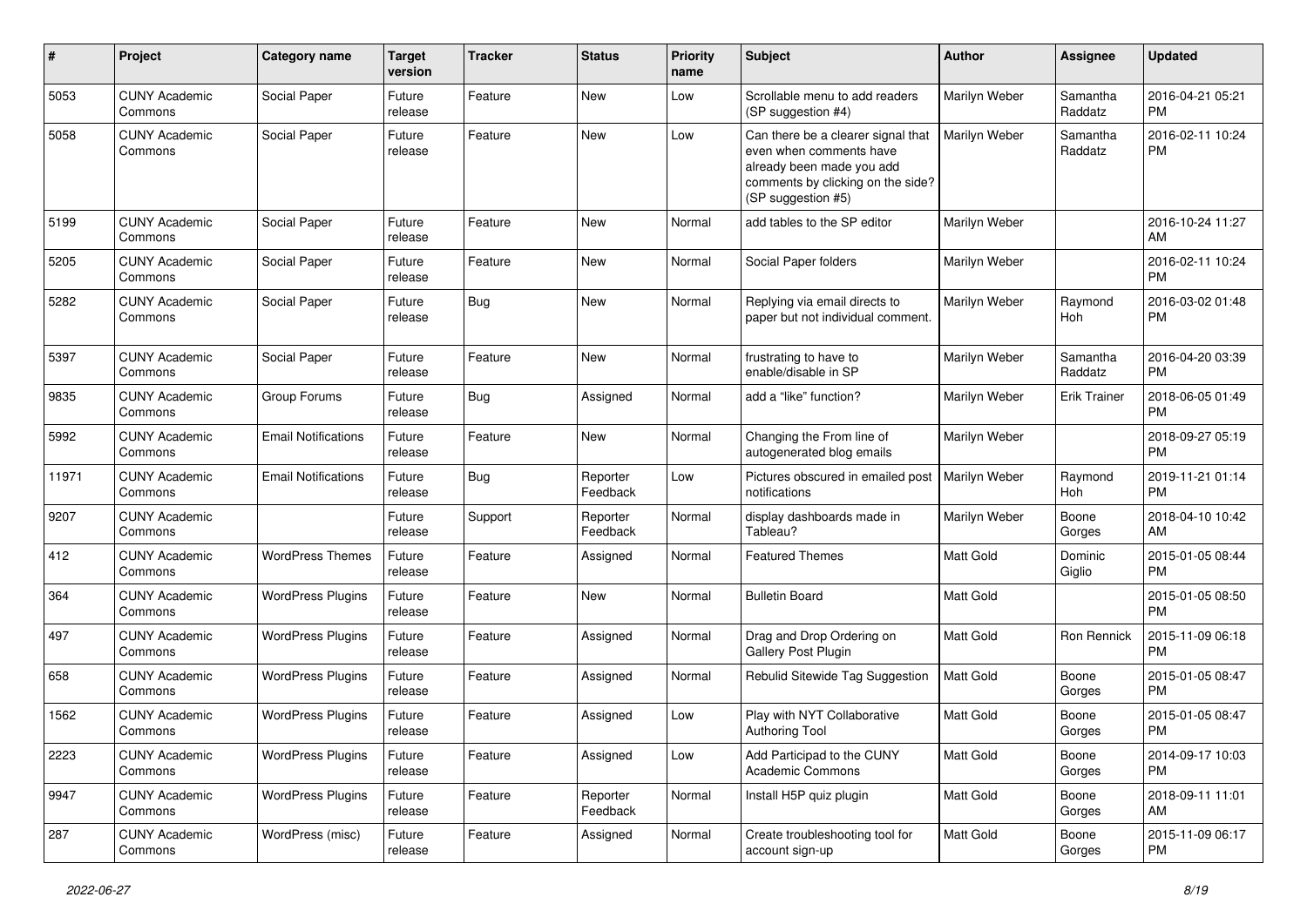| # | Project | Category name | Target version | Tracker | Status | Priority name | Subject | Author | Assignee | Updated |
|---|---|---|---|---|---|---|---|---|---|---|
| 5053 | CUNY Academic Commons | Social Paper | Future release | Feature | New | Low | Scrollable menu to add readers (SP suggestion #4) | Marilyn Weber | Samantha Raddatz | 2016-04-21 05:21 PM |
| 5058 | CUNY Academic Commons | Social Paper | Future release | Feature | New | Low | Can there be a clearer signal that even when comments have already been made you add comments by clicking on the side? (SP suggestion #5) | Marilyn Weber | Samantha Raddatz | 2016-02-11 10:24 PM |
| 5199 | CUNY Academic Commons | Social Paper | Future release | Feature | New | Normal | add tables to the SP editor | Marilyn Weber | | 2016-10-24 11:27 AM |
| 5205 | CUNY Academic Commons | Social Paper | Future release | Feature | New | Normal | Social Paper folders | Marilyn Weber | | 2016-02-11 10:24 PM |
| 5282 | CUNY Academic Commons | Social Paper | Future release | Bug | New | Normal | Replying via email directs to paper but not individual comment. | Marilyn Weber | Raymond Hoh | 2016-03-02 01:48 PM |
| 5397 | CUNY Academic Commons | Social Paper | Future release | Feature | New | Normal | frustrating to have to enable/disable in SP | Marilyn Weber | Samantha Raddatz | 2016-04-20 03:39 PM |
| 9835 | CUNY Academic Commons | Group Forums | Future release | Bug | Assigned | Normal | add a "like" function? | Marilyn Weber | Erik Trainer | 2018-06-05 01:49 PM |
| 5992 | CUNY Academic Commons | Email Notifications | Future release | Feature | New | Normal | Changing the From line of autogenerated blog emails | Marilyn Weber | | 2018-09-27 05:19 PM |
| 11971 | CUNY Academic Commons | Email Notifications | Future release | Bug | Reporter Feedback | Low | Pictures obscured in emailed post notifications | Marilyn Weber | Raymond Hoh | 2019-11-21 01:14 PM |
| 9207 | CUNY Academic Commons | | Future release | Support | Reporter Feedback | Normal | display dashboards made in Tableau? | Marilyn Weber | Boone Gorges | 2018-04-10 10:42 AM |
| 412 | CUNY Academic Commons | WordPress Themes | Future release | Feature | Assigned | Normal | Featured Themes | Matt Gold | Dominic Giglio | 2015-01-05 08:44 PM |
| 364 | CUNY Academic Commons | WordPress Plugins | Future release | Feature | New | Normal | Bulletin Board | Matt Gold | | 2015-01-05 08:50 PM |
| 497 | CUNY Academic Commons | WordPress Plugins | Future release | Feature | Assigned | Normal | Drag and Drop Ordering on Gallery Post Plugin | Matt Gold | Ron Rennick | 2015-11-09 06:18 PM |
| 658 | CUNY Academic Commons | WordPress Plugins | Future release | Feature | Assigned | Normal | Rebulid Sitewide Tag Suggestion | Matt Gold | Boone Gorges | 2015-01-05 08:47 PM |
| 1562 | CUNY Academic Commons | WordPress Plugins | Future release | Feature | Assigned | Low | Play with NYT Collaborative Authoring Tool | Matt Gold | Boone Gorges | 2015-01-05 08:47 PM |
| 2223 | CUNY Academic Commons | WordPress Plugins | Future release | Feature | Assigned | Low | Add Participad to the CUNY Academic Commons | Matt Gold | Boone Gorges | 2014-09-17 10:03 PM |
| 9947 | CUNY Academic Commons | WordPress Plugins | Future release | Feature | Reporter Feedback | Normal | Install H5P quiz plugin | Matt Gold | Boone Gorges | 2018-09-11 11:01 AM |
| 287 | CUNY Academic Commons | WordPress (misc) | Future release | Feature | Assigned | Normal | Create troubleshooting tool for account sign-up | Matt Gold | Boone Gorges | 2015-11-09 06:17 PM |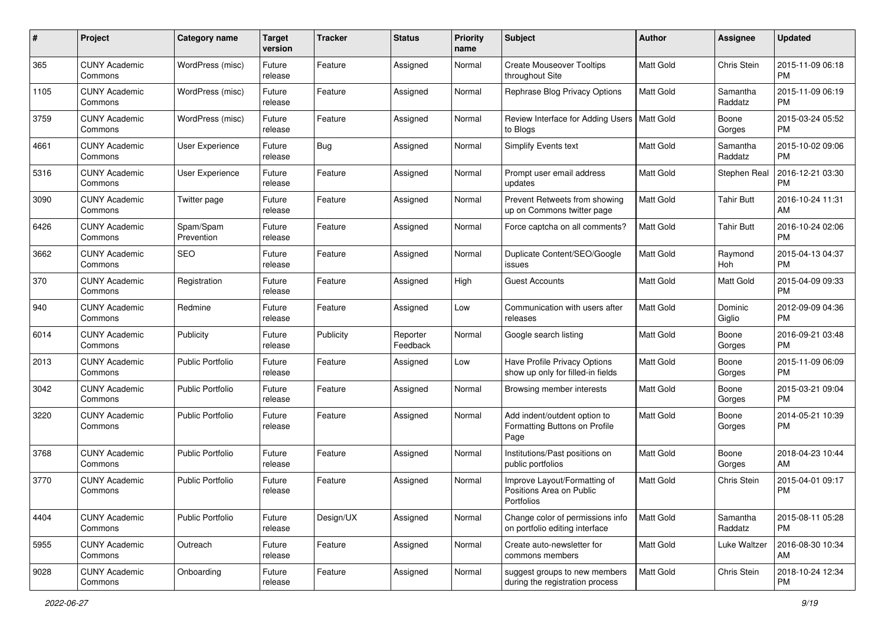| # | Project | Category name | Target version | Tracker | Status | Priority name | Subject | Author | Assignee | Updated |
|---|---|---|---|---|---|---|---|---|---|---|
| 365 | CUNY Academic Commons | WordPress (misc) | Future release | Feature | Assigned | Normal | Create Mouseover Tooltips throughout Site | Matt Gold | Chris Stein | 2015-11-09 06:18 PM |
| 1105 | CUNY Academic Commons | WordPress (misc) | Future release | Feature | Assigned | Normal | Rephrase Blog Privacy Options | Matt Gold | Samantha Raddatz | 2015-11-09 06:19 PM |
| 3759 | CUNY Academic Commons | WordPress (misc) | Future release | Feature | Assigned | Normal | Review Interface for Adding Users to Blogs | Matt Gold | Boone Gorges | 2015-03-24 05:52 PM |
| 4661 | CUNY Academic Commons | User Experience | Future release | Bug | Assigned | Normal | Simplify Events text | Matt Gold | Samantha Raddatz | 2015-10-02 09:06 PM |
| 5316 | CUNY Academic Commons | User Experience | Future release | Feature | Assigned | Normal | Prompt user email address updates | Matt Gold | Stephen Real | 2016-12-21 03:30 PM |
| 3090 | CUNY Academic Commons | Twitter page | Future release | Feature | Assigned | Normal | Prevent Retweets from showing up on Commons twitter page | Matt Gold | Tahir Butt | 2016-10-24 11:31 AM |
| 6426 | CUNY Academic Commons | Spam/Spam Prevention | Future release | Feature | Assigned | Normal | Force captcha on all comments? | Matt Gold | Tahir Butt | 2016-10-24 02:06 PM |
| 3662 | CUNY Academic Commons | SEO | Future release | Feature | Assigned | Normal | Duplicate Content/SEO/Google issues | Matt Gold | Raymond Hoh | 2015-04-13 04:37 PM |
| 370 | CUNY Academic Commons | Registration | Future release | Feature | Assigned | High | Guest Accounts | Matt Gold | Matt Gold | 2015-04-09 09:33 PM |
| 940 | CUNY Academic Commons | Redmine | Future release | Feature | Assigned | Low | Communication with users after releases | Matt Gold | Dominic Giglio | 2012-09-09 04:36 PM |
| 6014 | CUNY Academic Commons | Publicity | Future release | Publicity | Reporter Feedback | Normal | Google search listing | Matt Gold | Boone Gorges | 2016-09-21 03:48 PM |
| 2013 | CUNY Academic Commons | Public Portfolio | Future release | Feature | Assigned | Low | Have Profile Privacy Options show up only for filled-in fields | Matt Gold | Boone Gorges | 2015-11-09 06:09 PM |
| 3042 | CUNY Academic Commons | Public Portfolio | Future release | Feature | Assigned | Normal | Browsing member interests | Matt Gold | Boone Gorges | 2015-03-21 09:04 PM |
| 3220 | CUNY Academic Commons | Public Portfolio | Future release | Feature | Assigned | Normal | Add indent/outdent option to Formatting Buttons on Profile Page | Matt Gold | Boone Gorges | 2014-05-21 10:39 PM |
| 3768 | CUNY Academic Commons | Public Portfolio | Future release | Feature | Assigned | Normal | Institutions/Past positions on public portfolios | Matt Gold | Boone Gorges | 2018-04-23 10:44 AM |
| 3770 | CUNY Academic Commons | Public Portfolio | Future release | Feature | Assigned | Normal | Improve Layout/Formatting of Positions Area on Public Portfolios | Matt Gold | Chris Stein | 2015-04-01 09:17 PM |
| 4404 | CUNY Academic Commons | Public Portfolio | Future release | Design/UX | Assigned | Normal | Change color of permissions info on portfolio editing interface | Matt Gold | Samantha Raddatz | 2015-08-11 05:28 PM |
| 5955 | CUNY Academic Commons | Outreach | Future release | Feature | Assigned | Normal | Create auto-newsletter for commons members | Matt Gold | Luke Waltzer | 2016-08-30 10:34 AM |
| 9028 | CUNY Academic Commons | Onboarding | Future release | Feature | Assigned | Normal | suggest groups to new members during the registration process | Matt Gold | Chris Stein | 2018-10-24 12:34 PM |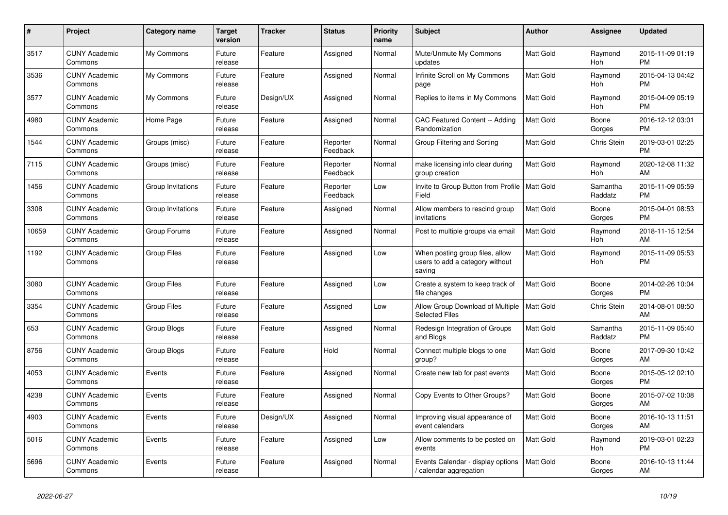| # | Project | Category name | Target version | Tracker | Status | Priority name | Subject | Author | Assignee | Updated |
|---|---|---|---|---|---|---|---|---|---|---|
| 3517 | CUNY Academic Commons | My Commons | Future release | Feature | Assigned | Normal | Mute/Unmute My Commons updates | Matt Gold | Raymond Hoh | 2015-11-09 01:19 PM |
| 3536 | CUNY Academic Commons | My Commons | Future release | Feature | Assigned | Normal | Infinite Scroll on My Commons page | Matt Gold | Raymond Hoh | 2015-04-13 04:42 PM |
| 3577 | CUNY Academic Commons | My Commons | Future release | Design/UX | Assigned | Normal | Replies to items in My Commons | Matt Gold | Raymond Hoh | 2015-04-09 05:19 PM |
| 4980 | CUNY Academic Commons | Home Page | Future release | Feature | Assigned | Normal | CAC Featured Content -- Adding Randomization | Matt Gold | Boone Gorges | 2016-12-12 03:01 PM |
| 1544 | CUNY Academic Commons | Groups (misc) | Future release | Feature | Reporter Feedback | Normal | Group Filtering and Sorting | Matt Gold | Chris Stein | 2019-03-01 02:25 PM |
| 7115 | CUNY Academic Commons | Groups (misc) | Future release | Feature | Reporter Feedback | Normal | make licensing info clear during group creation | Matt Gold | Raymond Hoh | 2020-12-08 11:32 AM |
| 1456 | CUNY Academic Commons | Group Invitations | Future release | Feature | Reporter Feedback | Low | Invite to Group Button from Profile Field | Matt Gold | Samantha Raddatz | 2015-11-09 05:59 PM |
| 3308 | CUNY Academic Commons | Group Invitations | Future release | Feature | Assigned | Normal | Allow members to rescind group invitations | Matt Gold | Boone Gorges | 2015-04-01 08:53 PM |
| 10659 | CUNY Academic Commons | Group Forums | Future release | Feature | Assigned | Normal | Post to multiple groups via email | Matt Gold | Raymond Hoh | 2018-11-15 12:54 AM |
| 1192 | CUNY Academic Commons | Group Files | Future release | Feature | Assigned | Low | When posting group files, allow users to add a category without saving | Matt Gold | Raymond Hoh | 2015-11-09 05:53 PM |
| 3080 | CUNY Academic Commons | Group Files | Future release | Feature | Assigned | Low | Create a system to keep track of file changes | Matt Gold | Boone Gorges | 2014-02-26 10:04 PM |
| 3354 | CUNY Academic Commons | Group Files | Future release | Feature | Assigned | Low | Allow Group Download of Multiple Selected Files | Matt Gold | Chris Stein | 2014-08-01 08:50 AM |
| 653 | CUNY Academic Commons | Group Blogs | Future release | Feature | Assigned | Normal | Redesign Integration of Groups and Blogs | Matt Gold | Samantha Raddatz | 2015-11-09 05:40 PM |
| 8756 | CUNY Academic Commons | Group Blogs | Future release | Feature | Hold | Normal | Connect multiple blogs to one group? | Matt Gold | Boone Gorges | 2017-09-30 10:42 AM |
| 4053 | CUNY Academic Commons | Events | Future release | Feature | Assigned | Normal | Create new tab for past events | Matt Gold | Boone Gorges | 2015-05-12 02:10 PM |
| 4238 | CUNY Academic Commons | Events | Future release | Feature | Assigned | Normal | Copy Events to Other Groups? | Matt Gold | Boone Gorges | 2015-07-02 10:08 AM |
| 4903 | CUNY Academic Commons | Events | Future release | Design/UX | Assigned | Normal | Improving visual appearance of event calendars | Matt Gold | Boone Gorges | 2016-10-13 11:51 AM |
| 5016 | CUNY Academic Commons | Events | Future release | Feature | Assigned | Low | Allow comments to be posted on events | Matt Gold | Raymond Hoh | 2019-03-01 02:23 PM |
| 5696 | CUNY Academic Commons | Events | Future release | Feature | Assigned | Normal | Events Calendar - display options / calendar aggregation | Matt Gold | Boone Gorges | 2016-10-13 11:44 AM |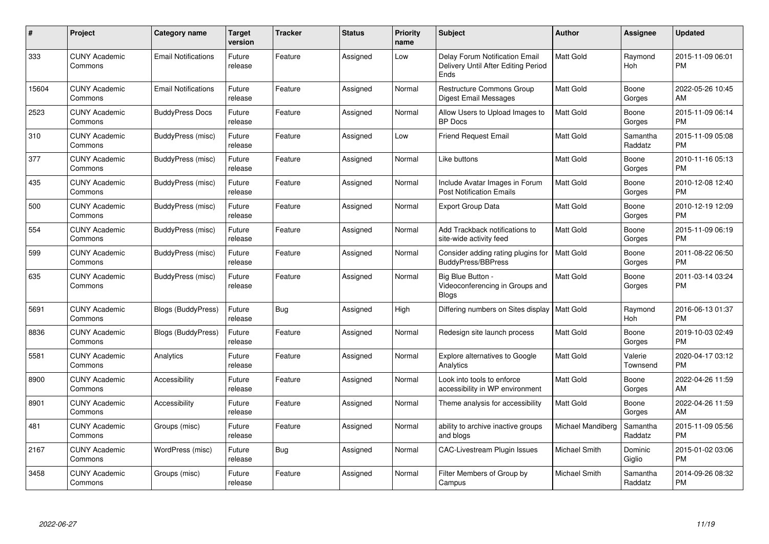| # | Project | Category name | Target version | Tracker | Status | Priority name | Subject | Author | Assignee | Updated |
|---|---|---|---|---|---|---|---|---|---|---|
| 333 | CUNY Academic Commons | Email Notifications | Future release | Feature | Assigned | Low | Delay Forum Notification Email Delivery Until After Editing Period Ends | Matt Gold | Raymond Hoh | 2015-11-09 06:01 PM |
| 15604 | CUNY Academic Commons | Email Notifications | Future release | Feature | Assigned | Normal | Restructure Commons Group Digest Email Messages | Matt Gold | Boone Gorges | 2022-05-26 10:45 AM |
| 2523 | CUNY Academic Commons | BuddyPress Docs | Future release | Feature | Assigned | Normal | Allow Users to Upload Images to BP Docs | Matt Gold | Boone Gorges | 2015-11-09 06:14 PM |
| 310 | CUNY Academic Commons | BuddyPress (misc) | Future release | Feature | Assigned | Low | Friend Request Email | Matt Gold | Samantha Raddatz | 2015-11-09 05:08 PM |
| 377 | CUNY Academic Commons | BuddyPress (misc) | Future release | Feature | Assigned | Normal | Like buttons | Matt Gold | Boone Gorges | 2010-11-16 05:13 PM |
| 435 | CUNY Academic Commons | BuddyPress (misc) | Future release | Feature | Assigned | Normal | Include Avatar Images in Forum Post Notification Emails | Matt Gold | Boone Gorges | 2010-12-08 12:40 PM |
| 500 | CUNY Academic Commons | BuddyPress (misc) | Future release | Feature | Assigned | Normal | Export Group Data | Matt Gold | Boone Gorges | 2010-12-19 12:09 PM |
| 554 | CUNY Academic Commons | BuddyPress (misc) | Future release | Feature | Assigned | Normal | Add Trackback notifications to site-wide activity feed | Matt Gold | Boone Gorges | 2015-11-09 06:19 PM |
| 599 | CUNY Academic Commons | BuddyPress (misc) | Future release | Feature | Assigned | Normal | Consider adding rating plugins for BuddyPress/BBPress | Matt Gold | Boone Gorges | 2011-08-22 06:50 PM |
| 635 | CUNY Academic Commons | BuddyPress (misc) | Future release | Feature | Assigned | Normal | Big Blue Button - Videoconferencing in Groups and Blogs | Matt Gold | Boone Gorges | 2011-03-14 03:24 PM |
| 5691 | CUNY Academic Commons | Blogs (BuddyPress) | Future release | Bug | Assigned | High | Differing numbers on Sites display | Matt Gold | Raymond Hoh | 2016-06-13 01:37 PM |
| 8836 | CUNY Academic Commons | Blogs (BuddyPress) | Future release | Feature | Assigned | Normal | Redesign site launch process | Matt Gold | Boone Gorges | 2019-10-03 02:49 PM |
| 5581 | CUNY Academic Commons | Analytics | Future release | Feature | Assigned | Normal | Explore alternatives to Google Analytics | Matt Gold | Valerie Townsend | 2020-04-17 03:12 PM |
| 8900 | CUNY Academic Commons | Accessibility | Future release | Feature | Assigned | Normal | Look into tools to enforce accessibility in WP environment | Matt Gold | Boone Gorges | 2022-04-26 11:59 AM |
| 8901 | CUNY Academic Commons | Accessibility | Future release | Feature | Assigned | Normal | Theme analysis for accessibility | Matt Gold | Boone Gorges | 2022-04-26 11:59 AM |
| 481 | CUNY Academic Commons | Groups (misc) | Future release | Feature | Assigned | Normal | ability to archive inactive groups and blogs | Michael Mandiberg | Samantha Raddatz | 2015-11-09 05:56 PM |
| 2167 | CUNY Academic Commons | WordPress (misc) | Future release | Bug | Assigned | Normal | CAC-Livestream Plugin Issues | Michael Smith | Dominic Giglio | 2015-01-02 03:06 PM |
| 3458 | CUNY Academic Commons | Groups (misc) | Future release | Feature | Assigned | Normal | Filter Members of Group by Campus | Michael Smith | Samantha Raddatz | 2014-09-26 08:32 PM |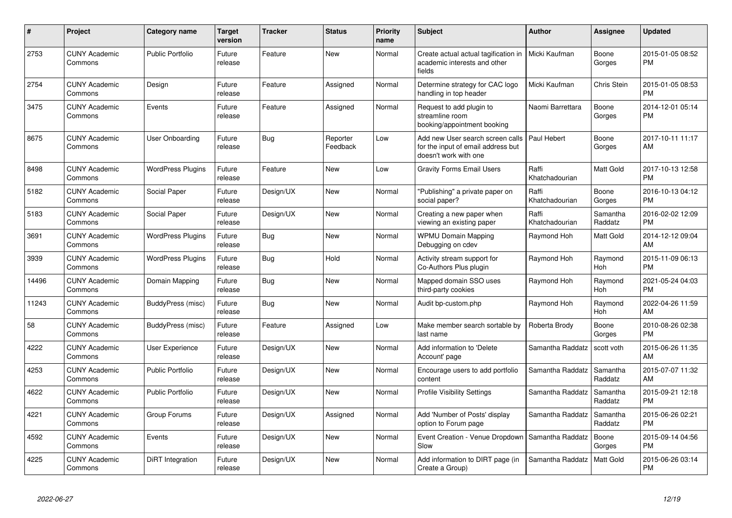| # | Project | Category name | Target version | Tracker | Status | Priority name | Subject | Author | Assignee | Updated |
|---|---|---|---|---|---|---|---|---|---|---|
| 2753 | CUNY Academic Commons | Public Portfolio | Future release | Feature | New | Normal | Create actual actual tagification in academic interests and other fields | Micki Kaufman | Boone Gorges | 2015-01-05 08:52 PM |
| 2754 | CUNY Academic Commons | Design | Future release | Feature | Assigned | Normal | Determine strategy for CAC logo handling in top header | Micki Kaufman | Chris Stein | 2015-01-05 08:53 PM |
| 3475 | CUNY Academic Commons | Events | Future release | Feature | Assigned | Normal | Request to add plugin to streamline room booking/appointment booking | Naomi Barrettara | Boone Gorges | 2014-12-01 05:14 PM |
| 8675 | CUNY Academic Commons | User Onboarding | Future release | Bug | Reporter Feedback | Low | Add new User search screen calls for the input of email address but doesn't work with one | Paul Hebert | Boone Gorges | 2017-10-11 11:17 AM |
| 8498 | CUNY Academic Commons | WordPress Plugins | Future release | Feature | New | Low | Gravity Forms Email Users | Raffi Khatchadourian | Matt Gold | 2017-10-13 12:58 PM |
| 5182 | CUNY Academic Commons | Social Paper | Future release | Design/UX | New | Normal | "Publishing" a private paper on social paper? | Raffi Khatchadourian | Boone Gorges | 2016-10-13 04:12 PM |
| 5183 | CUNY Academic Commons | Social Paper | Future release | Design/UX | New | Normal | Creating a new paper when viewing an existing paper | Raffi Khatchadourian | Samantha Raddatz | 2016-02-02 12:09 PM |
| 3691 | CUNY Academic Commons | WordPress Plugins | Future release | Bug | New | Normal | WPMU Domain Mapping Debugging on cdev | Raymond Hoh | Matt Gold | 2014-12-12 09:04 AM |
| 3939 | CUNY Academic Commons | WordPress Plugins | Future release | Bug | Hold | Normal | Activity stream support for Co-Authors Plus plugin | Raymond Hoh | Raymond Hoh | 2015-11-09 06:13 PM |
| 14496 | CUNY Academic Commons | Domain Mapping | Future release | Bug | New | Normal | Mapped domain SSO uses third-party cookies | Raymond Hoh | Raymond Hoh | 2021-05-24 04:03 PM |
| 11243 | CUNY Academic Commons | BuddyPress (misc) | Future release | Bug | New | Normal | Audit bp-custom.php | Raymond Hoh | Raymond Hoh | 2022-04-26 11:59 AM |
| 58 | CUNY Academic Commons | BuddyPress (misc) | Future release | Feature | Assigned | Low | Make member search sortable by last name | Roberta Brody | Boone Gorges | 2010-08-26 02:38 PM |
| 4222 | CUNY Academic Commons | User Experience | Future release | Design/UX | New | Normal | Add information to 'Delete Account' page | Samantha Raddatz | scott voth | 2015-06-26 11:35 AM |
| 4253 | CUNY Academic Commons | Public Portfolio | Future release | Design/UX | New | Normal | Encourage users to add portfolio content | Samantha Raddatz | Samantha Raddatz | 2015-07-07 11:32 AM |
| 4622 | CUNY Academic Commons | Public Portfolio | Future release | Design/UX | New | Normal | Profile Visibility Settings | Samantha Raddatz | Samantha Raddatz | 2015-09-21 12:18 PM |
| 4221 | CUNY Academic Commons | Group Forums | Future release | Design/UX | Assigned | Normal | Add 'Number of Posts' display option to Forum page | Samantha Raddatz | Samantha Raddatz | 2015-06-26 02:21 PM |
| 4592 | CUNY Academic Commons | Events | Future release | Design/UX | New | Normal | Event Creation - Venue Dropdown Slow | Samantha Raddatz | Boone Gorges | 2015-09-14 04:56 PM |
| 4225 | CUNY Academic Commons | DiRT Integration | Future release | Design/UX | New | Normal | Add information to DIRT page (in Create a Group) | Samantha Raddatz | Matt Gold | 2015-06-26 03:14 PM |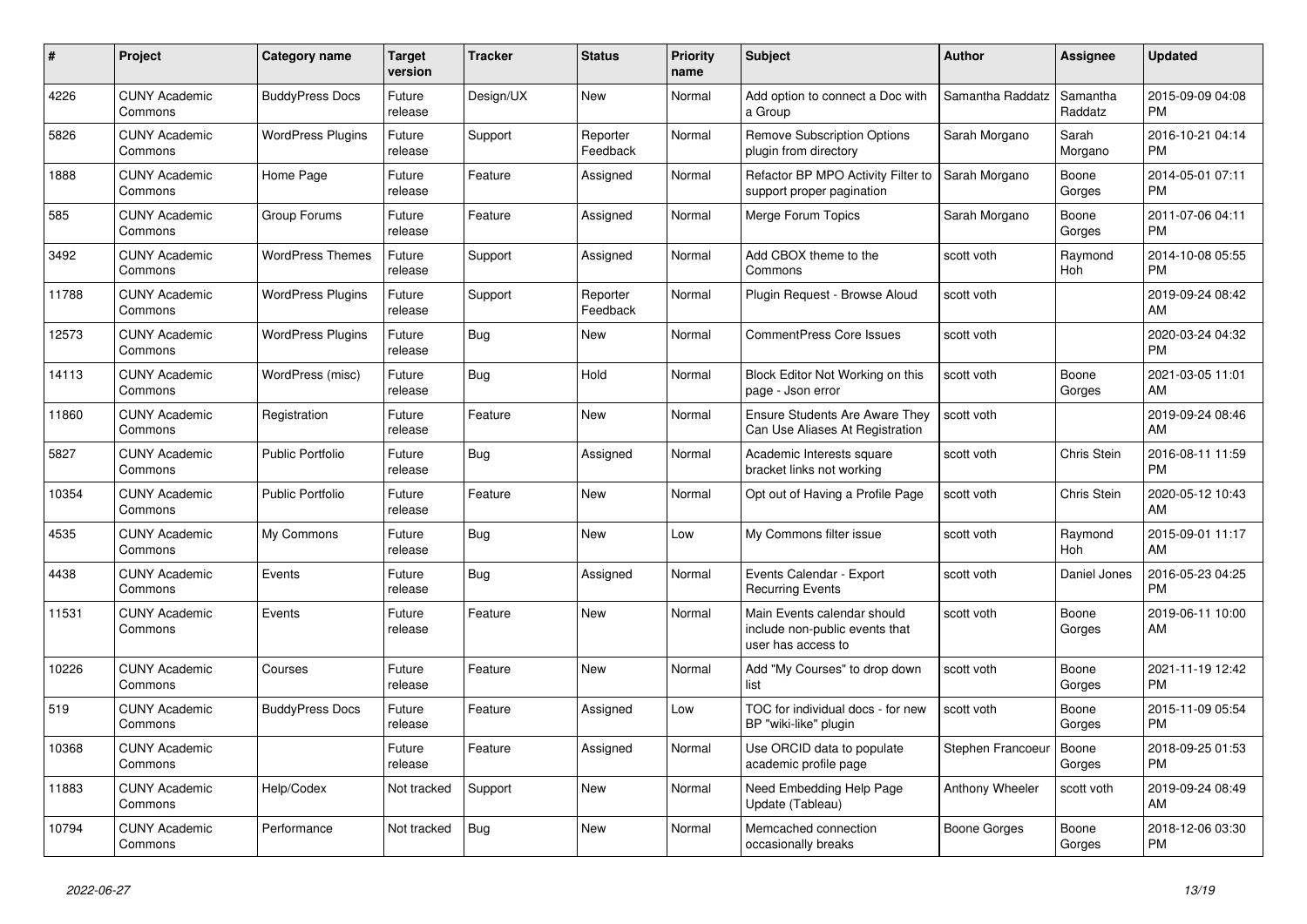| # | Project | Category name | Target version | Tracker | Status | Priority name | Subject | Author | Assignee | Updated |
|---|---|---|---|---|---|---|---|---|---|---|
| 4226 | CUNY Academic Commons | BuddyPress Docs | Future release | Design/UX | New | Normal | Add option to connect a Doc with a Group | Samantha Raddatz | Samantha Raddatz | 2015-09-09 04:08 PM |
| 5826 | CUNY Academic Commons | WordPress Plugins | Future release | Support | Reporter Feedback | Normal | Remove Subscription Options plugin from directory | Sarah Morgano | Sarah Morgano | 2016-10-21 04:14 PM |
| 1888 | CUNY Academic Commons | Home Page | Future release | Feature | Assigned | Normal | Refactor BP MPO Activity Filter to support proper pagination | Sarah Morgano | Boone Gorges | 2014-05-01 07:11 PM |
| 585 | CUNY Academic Commons | Group Forums | Future release | Feature | Assigned | Normal | Merge Forum Topics | Sarah Morgano | Boone Gorges | 2011-07-06 04:11 PM |
| 3492 | CUNY Academic Commons | WordPress Themes | Future release | Support | Assigned | Normal | Add CBOX theme to the Commons | scott voth | Raymond Hoh | 2014-10-08 05:55 PM |
| 11788 | CUNY Academic Commons | WordPress Plugins | Future release | Support | Reporter Feedback | Normal | Plugin Request - Browse Aloud | scott voth | | 2019-09-24 08:42 AM |
| 12573 | CUNY Academic Commons | WordPress Plugins | Future release | Bug | New | Normal | CommentPress Core Issues | scott voth | | 2020-03-24 04:32 PM |
| 14113 | CUNY Academic Commons | WordPress (misc) | Future release | Bug | Hold | Normal | Block Editor Not Working on this page - Json error | scott voth | Boone Gorges | 2021-03-05 11:01 AM |
| 11860 | CUNY Academic Commons | Registration | Future release | Feature | New | Normal | Ensure Students Are Aware They Can Use Aliases At Registration | scott voth | | 2019-09-24 08:46 AM |
| 5827 | CUNY Academic Commons | Public Portfolio | Future release | Bug | Assigned | Normal | Academic Interests square bracket links not working | scott voth | Chris Stein | 2016-08-11 11:59 PM |
| 10354 | CUNY Academic Commons | Public Portfolio | Future release | Feature | New | Normal | Opt out of Having a Profile Page | scott voth | Chris Stein | 2020-05-12 10:43 AM |
| 4535 | CUNY Academic Commons | My Commons | Future release | Bug | New | Low | My Commons filter issue | scott voth | Raymond Hoh | 2015-09-01 11:17 AM |
| 4438 | CUNY Academic Commons | Events | Future release | Bug | Assigned | Normal | Events Calendar - Export Recurring Events | scott voth | Daniel Jones | 2016-05-23 04:25 PM |
| 11531 | CUNY Academic Commons | Events | Future release | Feature | New | Normal | Main Events calendar should include non-public events that user has access to | scott voth | Boone Gorges | 2019-06-11 10:00 AM |
| 10226 | CUNY Academic Commons | Courses | Future release | Feature | New | Normal | Add "My Courses" to drop down list | scott voth | Boone Gorges | 2021-11-19 12:42 PM |
| 519 | CUNY Academic Commons | BuddyPress Docs | Future release | Feature | Assigned | Low | TOC for individual docs - for new BP "wiki-like" plugin | scott voth | Boone Gorges | 2015-11-09 05:54 PM |
| 10368 | CUNY Academic Commons | | Future release | Feature | Assigned | Normal | Use ORCID data to populate academic profile page | Stephen Francoeur | Boone Gorges | 2018-09-25 01:53 PM |
| 11883 | CUNY Academic Commons | Help/Codex | Not tracked | Support | New | Normal | Need Embedding Help Page Update (Tableau) | Anthony Wheeler | scott voth | 2019-09-24 08:49 AM |
| 10794 | CUNY Academic Commons | Performance | Not tracked | Bug | New | Normal | Memcached connection occasionally breaks | Boone Gorges | Boone Gorges | 2018-12-06 03:30 PM |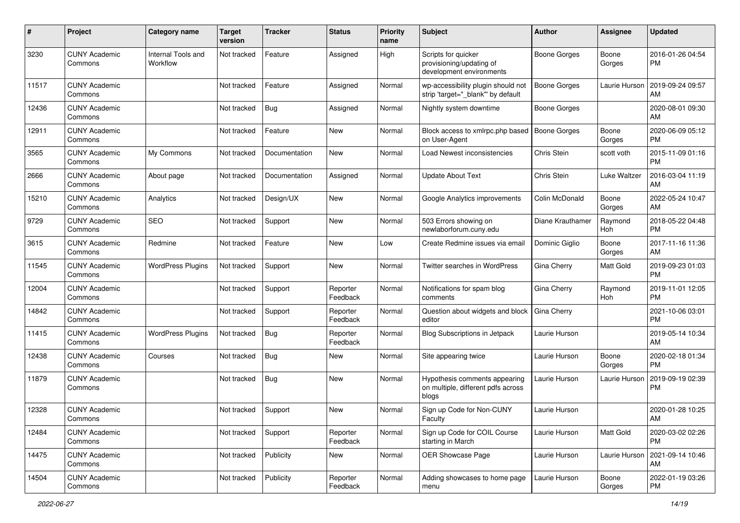| # | Project | Category name | Target version | Tracker | Status | Priority name | Subject | Author | Assignee | Updated |
|---|---|---|---|---|---|---|---|---|---|---|
| 3230 | CUNY Academic Commons | Internal Tools and Workflow | Not tracked | Feature | Assigned | High | Scripts for quicker provisioning/updating of development environments | Boone Gorges | Boone Gorges | 2016-01-26 04:54 PM |
| 11517 | CUNY Academic Commons | | Not tracked | Feature | Assigned | Normal | wp-accessibility plugin should not strip 'target="_blank"' by default | Boone Gorges | Laurie Hurson | 2019-09-24 09:57 AM |
| 12436 | CUNY Academic Commons | | Not tracked | Bug | Assigned | Normal | Nightly system downtime | Boone Gorges | | 2020-08-01 09:30 AM |
| 12911 | CUNY Academic Commons | | Not tracked | Feature | New | Normal | Block access to xmlrpc.php based on User-Agent | Boone Gorges | Boone Gorges | 2020-06-09 05:12 PM |
| 3565 | CUNY Academic Commons | My Commons | Not tracked | Documentation | New | Normal | Load Newest inconsistencies | Chris Stein | scott voth | 2015-11-09 01:16 PM |
| 2666 | CUNY Academic Commons | About page | Not tracked | Documentation | Assigned | Normal | Update About Text | Chris Stein | Luke Waltzer | 2016-03-04 11:19 AM |
| 15210 | CUNY Academic Commons | Analytics | Not tracked | Design/UX | New | Normal | Google Analytics improvements | Colin McDonald | Boone Gorges | 2022-05-24 10:47 AM |
| 9729 | CUNY Academic Commons | SEO | Not tracked | Support | New | Normal | 503 Errors showing on newlaborforum.cuny.edu | Diane Krauthamer | Raymond Hoh | 2018-05-22 04:48 PM |
| 3615 | CUNY Academic Commons | Redmine | Not tracked | Feature | New | Low | Create Redmine issues via email | Dominic Giglio | Boone Gorges | 2017-11-16 11:36 AM |
| 11545 | CUNY Academic Commons | WordPress Plugins | Not tracked | Support | New | Normal | Twitter searches in WordPress | Gina Cherry | Matt Gold | 2019-09-23 01:03 PM |
| 12004 | CUNY Academic Commons | | Not tracked | Support | Reporter Feedback | Normal | Notifications for spam blog comments | Gina Cherry | Raymond Hoh | 2019-11-01 12:05 PM |
| 14842 | CUNY Academic Commons | | Not tracked | Support | Reporter Feedback | Normal | Question about widgets and block editor | Gina Cherry | | 2021-10-06 03:01 PM |
| 11415 | CUNY Academic Commons | WordPress Plugins | Not tracked | Bug | Reporter Feedback | Normal | Blog Subscriptions in Jetpack | Laurie Hurson | | 2019-05-14 10:34 AM |
| 12438 | CUNY Academic Commons | Courses | Not tracked | Bug | New | Normal | Site appearing twice | Laurie Hurson | Boone Gorges | 2020-02-18 01:34 PM |
| 11879 | CUNY Academic Commons | | Not tracked | Bug | New | Normal | Hypothesis comments appearing on multiple, different pdfs across blogs | Laurie Hurson | Laurie Hurson | 2019-09-19 02:39 PM |
| 12328 | CUNY Academic Commons | | Not tracked | Support | New | Normal | Sign up Code for Non-CUNY Faculty | Laurie Hurson | | 2020-01-28 10:25 AM |
| 12484 | CUNY Academic Commons | | Not tracked | Support | Reporter Feedback | Normal | Sign up Code for COIL Course starting in March | Laurie Hurson | Matt Gold | 2020-03-02 02:26 PM |
| 14475 | CUNY Academic Commons | | Not tracked | Publicity | New | Normal | OER Showcase Page | Laurie Hurson | Laurie Hurson | 2021-09-14 10:46 AM |
| 14504 | CUNY Academic Commons | | Not tracked | Publicity | Reporter Feedback | Normal | Adding showcases to home page menu | Laurie Hurson | Boone Gorges | 2022-01-19 03:26 PM |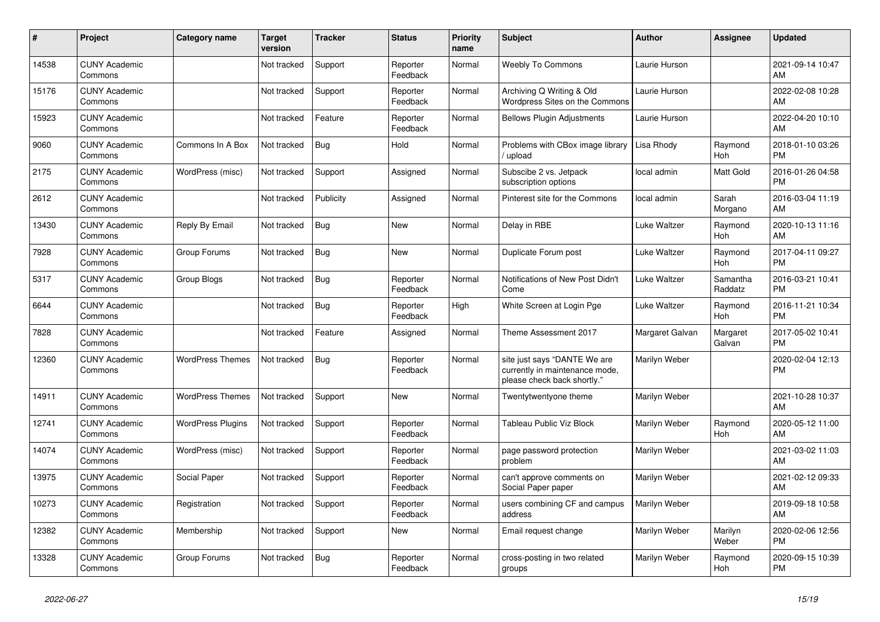| # | Project | Category name | Target version | Tracker | Status | Priority name | Subject | Author | Assignee | Updated |
|---|---|---|---|---|---|---|---|---|---|---|
| 14538 | CUNY Academic Commons | | Not tracked | Support | Reporter Feedback | Normal | Weebly To Commons | Laurie Hurson | | 2021-09-14 10:47 AM |
| 15176 | CUNY Academic Commons | | Not tracked | Support | Reporter Feedback | Normal | Archiving Q Writing & Old Wordpress Sites on the Commons | Laurie Hurson | | 2022-02-08 10:28 AM |
| 15923 | CUNY Academic Commons | | Not tracked | Feature | Reporter Feedback | Normal | Bellows Plugin Adjustments | Laurie Hurson | | 2022-04-20 10:10 AM |
| 9060 | CUNY Academic Commons | Commons In A Box | Not tracked | Bug | Hold | Normal | Problems with CBox image library / upload | Lisa Rhody | Raymond Hoh | 2018-01-10 03:26 PM |
| 2175 | CUNY Academic Commons | WordPress (misc) | Not tracked | Support | Assigned | Normal | Subscibe 2 vs. Jetpack subscription options | local admin | Matt Gold | 2016-01-26 04:58 PM |
| 2612 | CUNY Academic Commons | | Not tracked | Publicity | Assigned | Normal | Pinterest site for the Commons | local admin | Sarah Morgano | 2016-03-04 11:19 AM |
| 13430 | CUNY Academic Commons | Reply By Email | Not tracked | Bug | New | Normal | Delay in RBE | Luke Waltzer | Raymond Hoh | 2020-10-13 11:16 AM |
| 7928 | CUNY Academic Commons | Group Forums | Not tracked | Bug | New | Normal | Duplicate Forum post | Luke Waltzer | Raymond Hoh | 2017-04-11 09:27 PM |
| 5317 | CUNY Academic Commons | Group Blogs | Not tracked | Bug | Reporter Feedback | Normal | Notifications of New Post Didn't Come | Luke Waltzer | Samantha Raddatz | 2016-03-21 10:41 PM |
| 6644 | CUNY Academic Commons | | Not tracked | Bug | Reporter Feedback | High | White Screen at Login Pge | Luke Waltzer | Raymond Hoh | 2016-11-21 10:34 PM |
| 7828 | CUNY Academic Commons | | Not tracked | Feature | Assigned | Normal | Theme Assessment 2017 | Margaret Galvan | Margaret Galvan | 2017-05-02 10:41 PM |
| 12360 | CUNY Academic Commons | WordPress Themes | Not tracked | Bug | Reporter Feedback | Normal | site just says "DANTE We are currently in maintenance mode, please check back shortly." | Marilyn Weber | | 2020-02-04 12:13 PM |
| 14911 | CUNY Academic Commons | WordPress Themes | Not tracked | Support | New | Normal | Twentytwentyone theme | Marilyn Weber | | 2021-10-28 10:37 AM |
| 12741 | CUNY Academic Commons | WordPress Plugins | Not tracked | Support | Reporter Feedback | Normal | Tableau Public Viz Block | Marilyn Weber | Raymond Hoh | 2020-05-12 11:00 AM |
| 14074 | CUNY Academic Commons | WordPress (misc) | Not tracked | Support | Reporter Feedback | Normal | page password protection problem | Marilyn Weber | | 2021-03-02 11:03 AM |
| 13975 | CUNY Academic Commons | Social Paper | Not tracked | Support | Reporter Feedback | Normal | can't approve comments on Social Paper paper | Marilyn Weber | | 2021-02-12 09:33 AM |
| 10273 | CUNY Academic Commons | Registration | Not tracked | Support | Reporter Feedback | Normal | users combining CF and campus address | Marilyn Weber | | 2019-09-18 10:58 AM |
| 12382 | CUNY Academic Commons | Membership | Not tracked | Support | New | Normal | Email request change | Marilyn Weber | Marilyn Weber | 2020-02-06 12:56 PM |
| 13328 | CUNY Academic Commons | Group Forums | Not tracked | Bug | Reporter Feedback | Normal | cross-posting in two related groups | Marilyn Weber | Raymond Hoh | 2020-09-15 10:39 PM |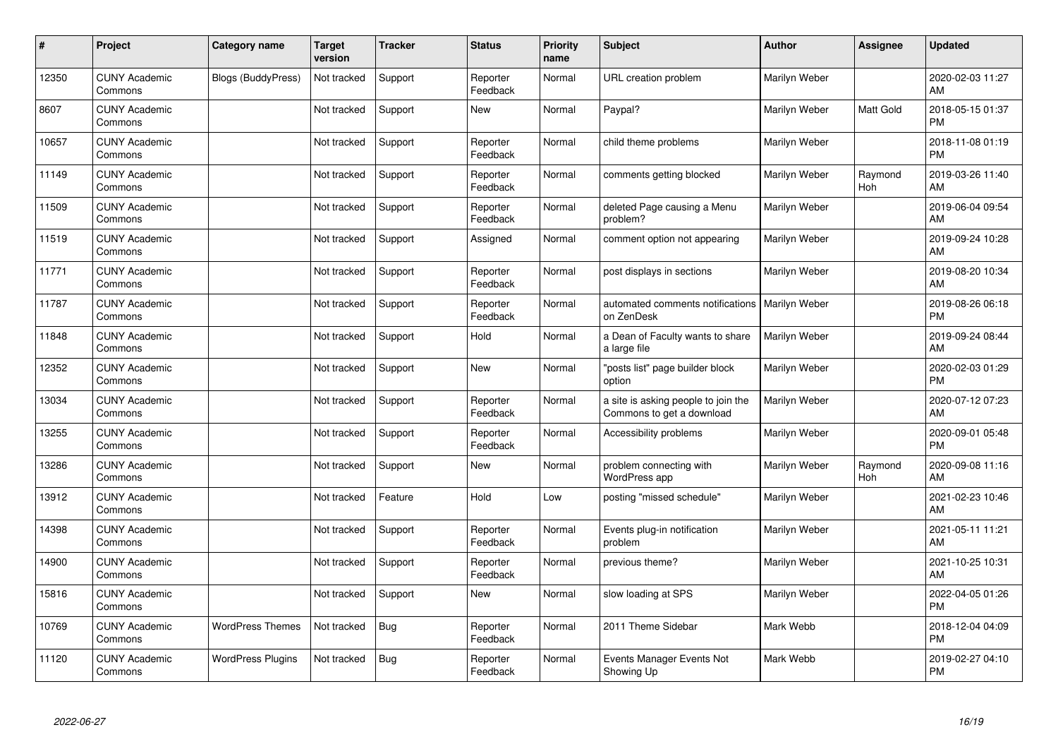| # | Project | Category name | Target version | Tracker | Status | Priority name | Subject | Author | Assignee | Updated |
|---|---|---|---|---|---|---|---|---|---|---|
| 12350 | CUNY Academic Commons | Blogs (BuddyPress) | Not tracked | Support | Reporter Feedback | Normal | URL creation problem | Marilyn Weber | | 2020-02-03 11:27 AM |
| 8607 | CUNY Academic Commons | | Not tracked | Support | New | Normal | Paypal? | Marilyn Weber | Matt Gold | 2018-05-15 01:37 PM |
| 10657 | CUNY Academic Commons | | Not tracked | Support | Reporter Feedback | Normal | child theme problems | Marilyn Weber | | 2018-11-08 01:19 PM |
| 11149 | CUNY Academic Commons | | Not tracked | Support | Reporter Feedback | Normal | comments getting blocked | Marilyn Weber | Raymond Hoh | 2019-03-26 11:40 AM |
| 11509 | CUNY Academic Commons | | Not tracked | Support | Reporter Feedback | Normal | deleted Page causing a Menu problem? | Marilyn Weber | | 2019-06-04 09:54 AM |
| 11519 | CUNY Academic Commons | | Not tracked | Support | Assigned | Normal | comment option not appearing | Marilyn Weber | | 2019-09-24 10:28 AM |
| 11771 | CUNY Academic Commons | | Not tracked | Support | Reporter Feedback | Normal | post displays in sections | Marilyn Weber | | 2019-08-20 10:34 AM |
| 11787 | CUNY Academic Commons | | Not tracked | Support | Reporter Feedback | Normal | automated comments notifications on ZenDesk | Marilyn Weber | | 2019-08-26 06:18 PM |
| 11848 | CUNY Academic Commons | | Not tracked | Support | Hold | Normal | a Dean of Faculty wants to share a large file | Marilyn Weber | | 2019-09-24 08:44 AM |
| 12352 | CUNY Academic Commons | | Not tracked | Support | New | Normal | "posts list" page builder block option | Marilyn Weber | | 2020-02-03 01:29 PM |
| 13034 | CUNY Academic Commons | | Not tracked | Support | Reporter Feedback | Normal | a site is asking people to join the Commons to get a download | Marilyn Weber | | 2020-07-12 07:23 AM |
| 13255 | CUNY Academic Commons | | Not tracked | Support | Reporter Feedback | Normal | Accessibility problems | Marilyn Weber | | 2020-09-01 05:48 PM |
| 13286 | CUNY Academic Commons | | Not tracked | Support | New | Normal | problem connecting with WordPress app | Marilyn Weber | Raymond Hoh | 2020-09-08 11:16 AM |
| 13912 | CUNY Academic Commons | | Not tracked | Feature | Hold | Low | posting "missed schedule" | Marilyn Weber | | 2021-02-23 10:46 AM |
| 14398 | CUNY Academic Commons | | Not tracked | Support | Reporter Feedback | Normal | Events plug-in notification problem | Marilyn Weber | | 2021-05-11 11:21 AM |
| 14900 | CUNY Academic Commons | | Not tracked | Support | Reporter Feedback | Normal | previous theme? | Marilyn Weber | | 2021-10-25 10:31 AM |
| 15816 | CUNY Academic Commons | | Not tracked | Support | New | Normal | slow loading at SPS | Marilyn Weber | | 2022-04-05 01:26 PM |
| 10769 | CUNY Academic Commons | WordPress Themes | Not tracked | Bug | Reporter Feedback | Normal | 2011 Theme Sidebar | Mark Webb | | 2018-12-04 04:09 PM |
| 11120 | CUNY Academic Commons | WordPress Plugins | Not tracked | Bug | Reporter Feedback | Normal | Events Manager Events Not Showing Up | Mark Webb | | 2019-02-27 04:10 PM |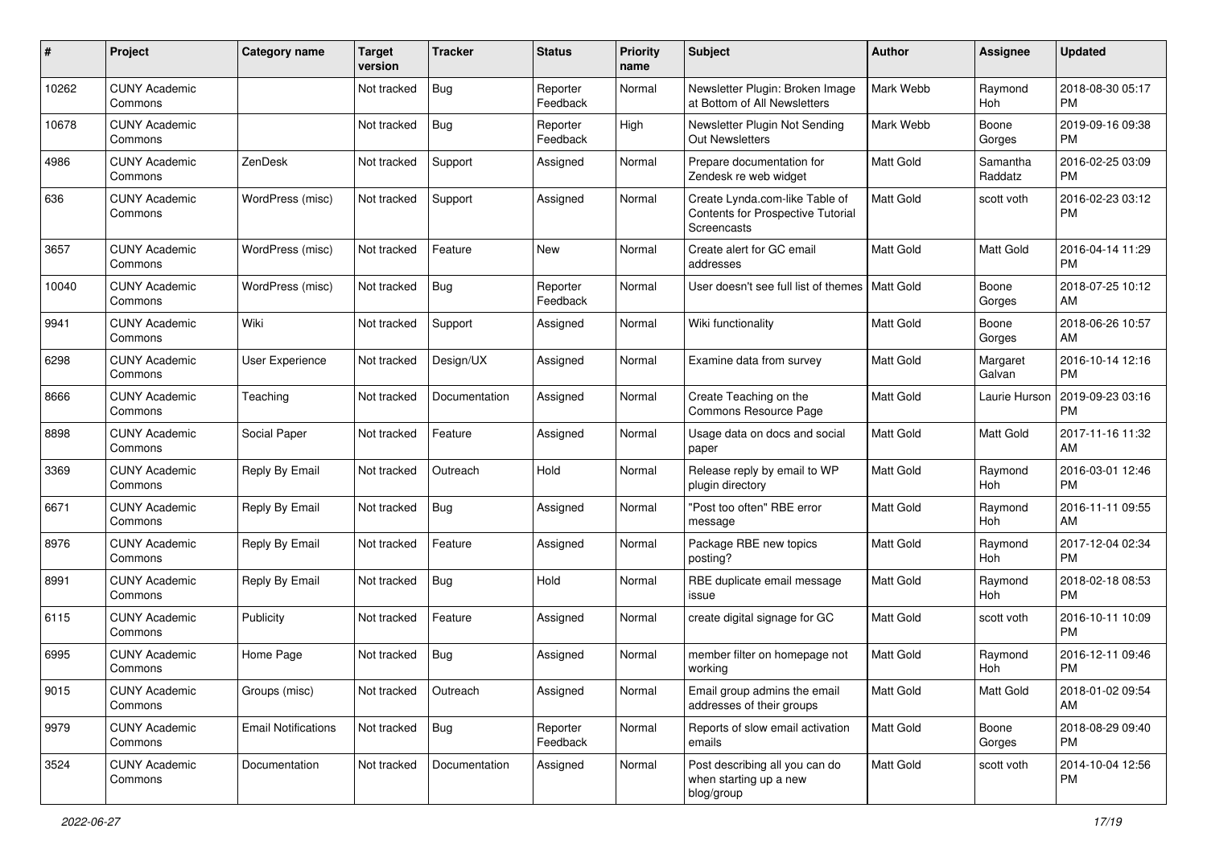| # | Project | Category name | Target version | Tracker | Status | Priority name | Subject | Author | Assignee | Updated |
|---|---|---|---|---|---|---|---|---|---|---|
| 10262 | CUNY Academic Commons | | Not tracked | Bug | Reporter Feedback | Normal | Newsletter Plugin: Broken Image at Bottom of All Newsletters | Mark Webb | Raymond Hoh | 2018-08-30 05:17 PM |
| 10678 | CUNY Academic Commons | | Not tracked | Bug | Reporter Feedback | High | Newsletter Plugin Not Sending Out Newsletters | Mark Webb | Boone Gorges | 2019-09-16 09:38 PM |
| 4986 | CUNY Academic Commons | ZenDesk | Not tracked | Support | Assigned | Normal | Prepare documentation for Zendesk re web widget | Matt Gold | Samantha Raddatz | 2016-02-25 03:09 PM |
| 636 | CUNY Academic Commons | WordPress (misc) | Not tracked | Support | Assigned | Normal | Create Lynda.com-like Table of Contents for Prospective Tutorial Screencasts | Matt Gold | scott voth | 2016-02-23 03:12 PM |
| 3657 | CUNY Academic Commons | WordPress (misc) | Not tracked | Feature | New | Normal | Create alert for GC email addresses | Matt Gold | Matt Gold | 2016-04-14 11:29 PM |
| 10040 | CUNY Academic Commons | WordPress (misc) | Not tracked | Bug | Reporter Feedback | Normal | User doesn't see full list of themes | Matt Gold | Boone Gorges | 2018-07-25 10:12 AM |
| 9941 | CUNY Academic Commons | Wiki | Not tracked | Support | Assigned | Normal | Wiki functionality | Matt Gold | Boone Gorges | 2018-06-26 10:57 AM |
| 6298 | CUNY Academic Commons | User Experience | Not tracked | Design/UX | Assigned | Normal | Examine data from survey | Matt Gold | Margaret Galvan | 2016-10-14 12:16 PM |
| 8666 | CUNY Academic Commons | Teaching | Not tracked | Documentation | Assigned | Normal | Create Teaching on the Commons Resource Page | Matt Gold | Laurie Hurson | 2019-09-23 03:16 PM |
| 8898 | CUNY Academic Commons | Social Paper | Not tracked | Feature | Assigned | Normal | Usage data on docs and social paper | Matt Gold | Matt Gold | 2017-11-16 11:32 AM |
| 3369 | CUNY Academic Commons | Reply By Email | Not tracked | Outreach | Hold | Normal | Release reply by email to WP plugin directory | Matt Gold | Raymond Hoh | 2016-03-01 12:46 PM |
| 6671 | CUNY Academic Commons | Reply By Email | Not tracked | Bug | Assigned | Normal | "Post too often" RBE error message | Matt Gold | Raymond Hoh | 2016-11-11 09:55 AM |
| 8976 | CUNY Academic Commons | Reply By Email | Not tracked | Feature | Assigned | Normal | Package RBE new topics posting? | Matt Gold | Raymond Hoh | 2017-12-04 02:34 PM |
| 8991 | CUNY Academic Commons | Reply By Email | Not tracked | Bug | Hold | Normal | RBE duplicate email message issue | Matt Gold | Raymond Hoh | 2018-02-18 08:53 PM |
| 6115 | CUNY Academic Commons | Publicity | Not tracked | Feature | Assigned | Normal | create digital signage for GC | Matt Gold | scott voth | 2016-10-11 10:09 PM |
| 6995 | CUNY Academic Commons | Home Page | Not tracked | Bug | Assigned | Normal | member filter on homepage not working | Matt Gold | Raymond Hoh | 2016-12-11 09:46 PM |
| 9015 | CUNY Academic Commons | Groups (misc) | Not tracked | Outreach | Assigned | Normal | Email group admins the email addresses of their groups | Matt Gold | Matt Gold | 2018-01-02 09:54 AM |
| 9979 | CUNY Academic Commons | Email Notifications | Not tracked | Bug | Reporter Feedback | Normal | Reports of slow email activation emails | Matt Gold | Boone Gorges | 2018-08-29 09:40 PM |
| 3524 | CUNY Academic Commons | Documentation | Not tracked | Documentation | Assigned | Normal | Post describing all you can do when starting up a new blog/group | Matt Gold | scott voth | 2014-10-04 12:56 PM |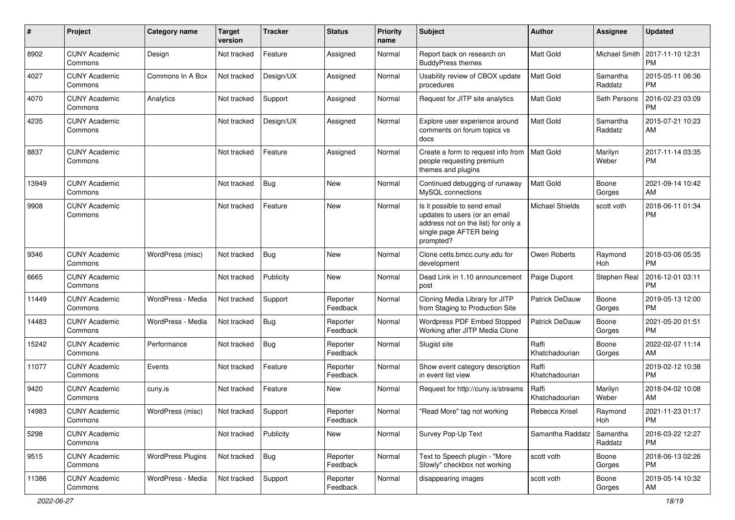| # | Project | Category name | Target version | Tracker | Status | Priority name | Subject | Author | Assignee | Updated |
|---|---|---|---|---|---|---|---|---|---|---|
| 8902 | CUNY Academic Commons | Design | Not tracked | Feature | Assigned | Normal | Report back on research on BuddyPress themes | Matt Gold | Michael Smith | 2017-11-10 12:31 PM |
| 4027 | CUNY Academic Commons | Commons In A Box | Not tracked | Design/UX | Assigned | Normal | Usability review of CBOX update procedures | Matt Gold | Samantha Raddatz | 2015-05-11 06:36 PM |
| 4070 | CUNY Academic Commons | Analytics | Not tracked | Support | Assigned | Normal | Request for JITP site analytics | Matt Gold | Seth Persons | 2016-02-23 03:09 PM |
| 4235 | CUNY Academic Commons | | Not tracked | Design/UX | Assigned | Normal | Explore user experience around comments on forum topics vs docs | Matt Gold | Samantha Raddatz | 2015-07-21 10:23 AM |
| 8837 | CUNY Academic Commons | | Not tracked | Feature | Assigned | Normal | Create a form to request info from people requesting premium themes and plugins | Matt Gold | Marilyn Weber | 2017-11-14 03:35 PM |
| 13949 | CUNY Academic Commons | | Not tracked | Bug | New | Normal | Continued debugging of runaway MySQL connections | Matt Gold | Boone Gorges | 2021-09-14 10:42 AM |
| 9908 | CUNY Academic Commons | | Not tracked | Feature | New | Normal | Is it possible to send email updates to users (or an email address not on the list) for only a single page AFTER being prompted? | Michael Shields | scott voth | 2018-06-11 01:34 PM |
| 9346 | CUNY Academic Commons | WordPress (misc) | Not tracked | Bug | New | Normal | Clone cetls.bmcc.cuny.edu for development | Owen Roberts | Raymond Hoh | 2018-03-06 05:35 PM |
| 6665 | CUNY Academic Commons | | Not tracked | Publicity | New | Normal | Dead Link in 1.10 announcement post | Paige Dupont | Stephen Real | 2016-12-01 03:11 PM |
| 11449 | CUNY Academic Commons | WordPress - Media | Not tracked | Support | Reporter Feedback | Normal | Cloning Media Library for JITP from Staging to Production Site | Patrick DeDauw | Boone Gorges | 2019-05-13 12:00 PM |
| 14483 | CUNY Academic Commons | WordPress - Media | Not tracked | Bug | Reporter Feedback | Normal | Wordpress PDF Embed Stopped Working after JITP Media Clone | Patrick DeDauw | Boone Gorges | 2021-05-20 01:51 PM |
| 15242 | CUNY Academic Commons | Performance | Not tracked | Bug | Reporter Feedback | Normal | Slugist site | Raffi Khatchadourian | Boone Gorges | 2022-02-07 11:14 AM |
| 11077 | CUNY Academic Commons | Events | Not tracked | Feature | Reporter Feedback | Normal | Show event category description in event list view | Raffi Khatchadourian | | 2019-02-12 10:38 PM |
| 9420 | CUNY Academic Commons | cuny.is | Not tracked | Feature | New | Normal | Request for http://cuny.is/streams | Raffi Khatchadourian | Marilyn Weber | 2018-04-02 10:08 AM |
| 14983 | CUNY Academic Commons | WordPress (misc) | Not tracked | Support | Reporter Feedback | Normal | "Read More" tag not working | Rebecca Krisel | Raymond Hoh | 2021-11-23 01:17 PM |
| 5298 | CUNY Academic Commons | | Not tracked | Publicity | New | Normal | Survey Pop-Up Text | Samantha Raddatz | Samantha Raddatz | 2016-03-22 12:27 PM |
| 9515 | CUNY Academic Commons | WordPress Plugins | Not tracked | Bug | Reporter Feedback | Normal | Text to Speech plugin - "More Slowly" checkbox not working | scott voth | Boone Gorges | 2018-06-13 02:26 PM |
| 11386 | CUNY Academic Commons | WordPress - Media | Not tracked | Support | Reporter Feedback | Normal | disappearing images | scott voth | Boone Gorges | 2019-05-14 10:32 AM |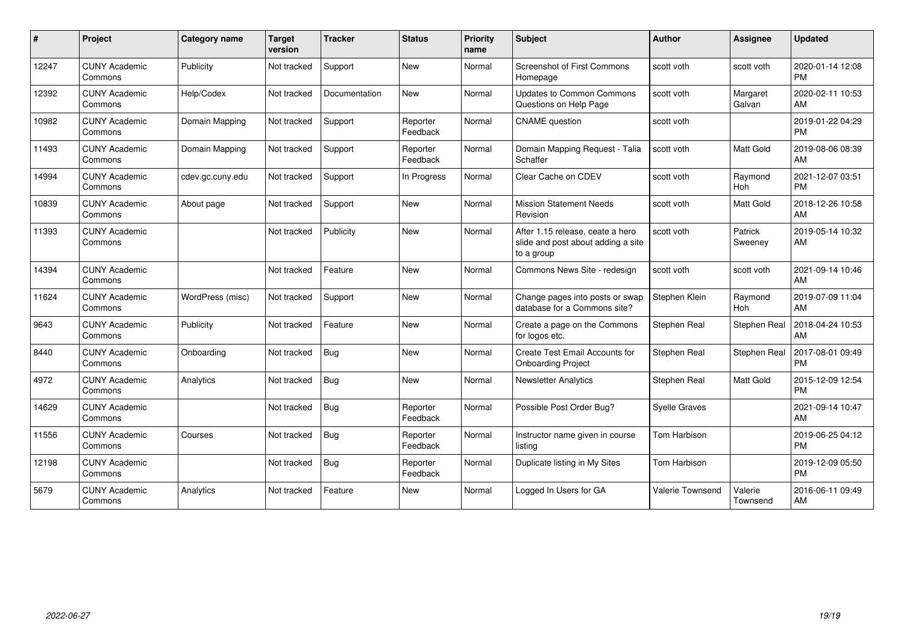| # | Project | Category name | Target version | Tracker | Status | Priority name | Subject | Author | Assignee | Updated |
|---|---|---|---|---|---|---|---|---|---|---|
| 12247 | CUNY Academic Commons | Publicity | Not tracked | Support | New | Normal | Screenshot of First Commons Homepage | scott voth | scott voth | 2020-01-14 12:08 PM |
| 12392 | CUNY Academic Commons | Help/Codex | Not tracked | Documentation | New | Normal | Updates to Common Commons Questions on Help Page | scott voth | Margaret Galvan | 2020-02-11 10:53 AM |
| 10982 | CUNY Academic Commons | Domain Mapping | Not tracked | Support | Reporter Feedback | Normal | CNAME question | scott voth | | 2019-01-22 04:29 PM |
| 11493 | CUNY Academic Commons | Domain Mapping | Not tracked | Support | Reporter Feedback | Normal | Domain Mapping Request - Talia Schaffer | scott voth | Matt Gold | 2019-08-06 08:39 AM |
| 14994 | CUNY Academic Commons | cdev.gc.cuny.edu | Not tracked | Support | In Progress | Normal | Clear Cache on CDEV | scott voth | Raymond Hoh | 2021-12-07 03:51 PM |
| 10839 | CUNY Academic Commons | About page | Not tracked | Support | New | Normal | Mission Statement Needs Revision | scott voth | Matt Gold | 2018-12-26 10:58 AM |
| 11393 | CUNY Academic Commons | | Not tracked | Publicity | New | Normal | After 1.15 release, ceate a hero slide and post about adding a site to a group | scott voth | Patrick Sweeney | 2019-05-14 10:32 AM |
| 14394 | CUNY Academic Commons | | Not tracked | Feature | New | Normal | Commons News Site - redesign | scott voth | scott voth | 2021-09-14 10:46 AM |
| 11624 | CUNY Academic Commons | WordPress (misc) | Not tracked | Support | New | Normal | Change pages into posts or swap database for a Commons site? | Stephen Klein | Raymond Hoh | 2019-07-09 11:04 AM |
| 9643 | CUNY Academic Commons | Publicity | Not tracked | Feature | New | Normal | Create a page on the Commons for logos etc. | Stephen Real | Stephen Real | 2018-04-24 10:53 AM |
| 8440 | CUNY Academic Commons | Onboarding | Not tracked | Bug | New | Normal | Create Test Email Accounts for Onboarding Project | Stephen Real | Stephen Real | 2017-08-01 09:49 PM |
| 4972 | CUNY Academic Commons | Analytics | Not tracked | Bug | New | Normal | Newsletter Analytics | Stephen Real | Matt Gold | 2015-12-09 12:54 PM |
| 14629 | CUNY Academic Commons | | Not tracked | Bug | Reporter Feedback | Normal | Possible Post Order Bug? | Syelle Graves | | 2021-09-14 10:47 AM |
| 11556 | CUNY Academic Commons | Courses | Not tracked | Bug | Reporter Feedback | Normal | Instructor name given in course listing | Tom Harbison | | 2019-06-25 04:12 PM |
| 12198 | CUNY Academic Commons | | Not tracked | Bug | Reporter Feedback | Normal | Duplicate listing in My Sites | Tom Harbison | | 2019-12-09 05:50 PM |
| 5679 | CUNY Academic Commons | Analytics | Not tracked | Feature | New | Normal | Logged In Users for GA | Valerie Townsend | Valerie Townsend | 2016-06-11 09:49 AM |